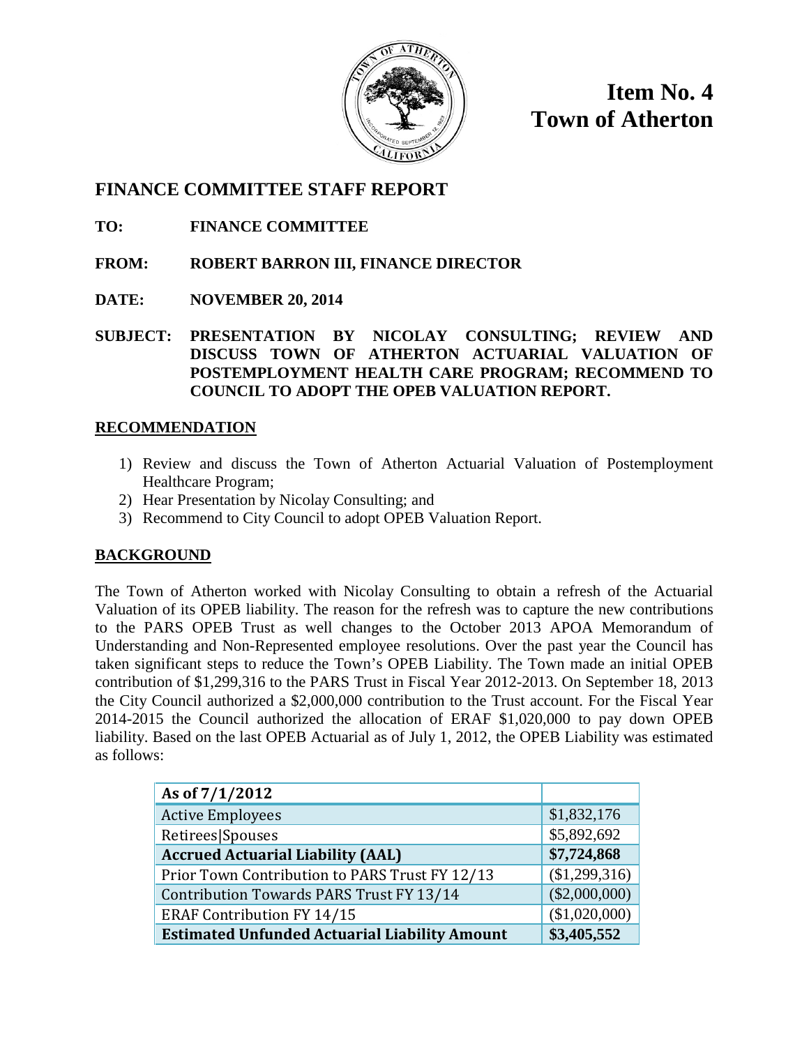**Item No. 4**
**Town of Atherton**

# FINANCE COMMITTEE STAFF REPORT

**TO:** FINANCE COMMITTEE

**FROM:** ROBERT BARRON III, FINANCE DIRECTOR

**DATE:** NOVEMBER 20, 2014

**SUBJECT:** PRESENTATION BY NICOLAY CONSULTING; REVIEW AND DISCUSS TOWN OF ATHERTON ACTUARIAL VALUATION OF POSTEMPLOYMENT HEALTH CARE PROGRAM; RECOMMEND TO COUNCIL TO ADOPT THE OPEB VALUATION REPORT.

## RECOMMENDATION

1) Review and discuss the Town of Atherton Actuarial Valuation of Postemployment Healthcare Program;
2) Hear Presentation by Nicolay Consulting; and
3) Recommend to City Council to adopt OPEB Valuation Report.

## BACKGROUND

The Town of Atherton worked with Nicolay Consulting to obtain a refresh of the Actuarial Valuation of its OPEB liability. The reason for the refresh was to capture the new contributions to the PARS OPEB Trust as well changes to the October 2013 APOA Memorandum of Understanding and Non-Represented employee resolutions. Over the past year the Council has taken significant steps to reduce the Town's OPEB Liability. The Town made an initial OPEB contribution of $1,299,316 to the PARS Trust in Fiscal Year 2012-2013. On September 18, 2013 the City Council authorized a $2,000,000 contribution to the Trust account. For the Fiscal Year 2014-2015 the Council authorized the allocation of ERAF $1,020,000 to pay down OPEB liability. Based on the last OPEB Actuarial as of July 1, 2012, the OPEB Liability was estimated as follows:

| As of 7/1/2012 | |
|---|---|
| Active Employees | $1,832,176 |
| Retirees\|Spouses | $5,892,692 |
| **Accrued Actuarial Liability (AAL)** | **$7,724,868** |
| Prior Town Contribution to PARS Trust FY 12/13 | ($1,299,316) |
| Contribution Towards PARS Trust FY 13/14 | ($2,000,000) |
| ERAF Contribution FY 14/15 | ($1,020,000) |
| **Estimated Unfunded Actuarial Liability Amount** | **$3,405,552** |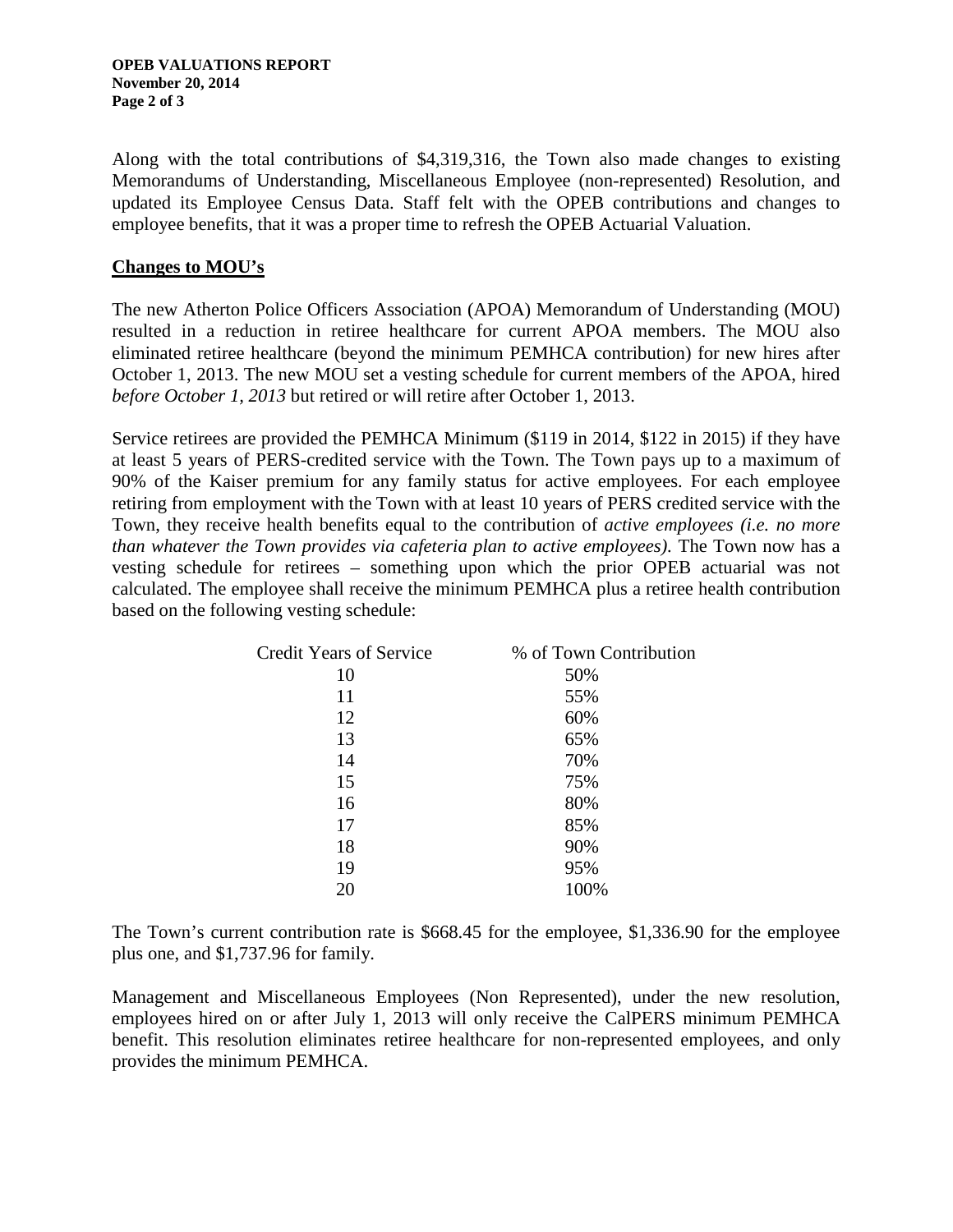Along with the total contributions of $4,319,316, the Town also made changes to existing Memorandums of Understanding, Miscellaneous Employee (non-represented) Resolution, and updated its Employee Census Data. Staff felt with the OPEB contributions and changes to employee benefits, that it was a proper time to refresh the OPEB Actuarial Valuation.

## Changes to MOU's

The new Atherton Police Officers Association (APOA) Memorandum of Understanding (MOU) resulted in a reduction in retiree healthcare for current APOA members. The MOU also eliminated retiree healthcare (beyond the minimum PEMHCA contribution) for new hires after October 1, 2013. The new MOU set a vesting schedule for current members of the APOA, hired *before October 1, 2013* but retired or will retire after October 1, 2013.

Service retirees are provided the PEMHCA Minimum ($119 in 2014, $122 in 2015) if they have at least 5 years of PERS-credited service with the Town. The Town pays up to a maximum of 90% of the Kaiser premium for any family status for active employees. For each employee retiring from employment with the Town with at least 10 years of PERS credited service with the Town, they receive health benefits equal to the contribution of *active employees (i.e. no more than whatever the Town provides via cafeteria plan to active employees).* The Town now has a vesting schedule for retirees – something upon which the prior OPEB actuarial was not calculated. The employee shall receive the minimum PEMHCA plus a retiree health contribution based on the following vesting schedule:

| Credit Years of Service | % of Town Contribution |
|---|---|
| 10 | 50% |
| 11 | 55% |
| 12 | 60% |
| 13 | 65% |
| 14 | 70% |
| 15 | 75% |
| 16 | 80% |
| 17 | 85% |
| 18 | 90% |
| 19 | 95% |
| 20 | 100% |

The Town's current contribution rate is $668.45 for the employee, $1,336.90 for the employee plus one, and $1,737.96 for family.

Management and Miscellaneous Employees (Non Represented), under the new resolution, employees hired on or after July 1, 2013 will only receive the CalPERS minimum PEMHCA benefit. This resolution eliminates retiree healthcare for non-represented employees, and only provides the minimum PEMHCA.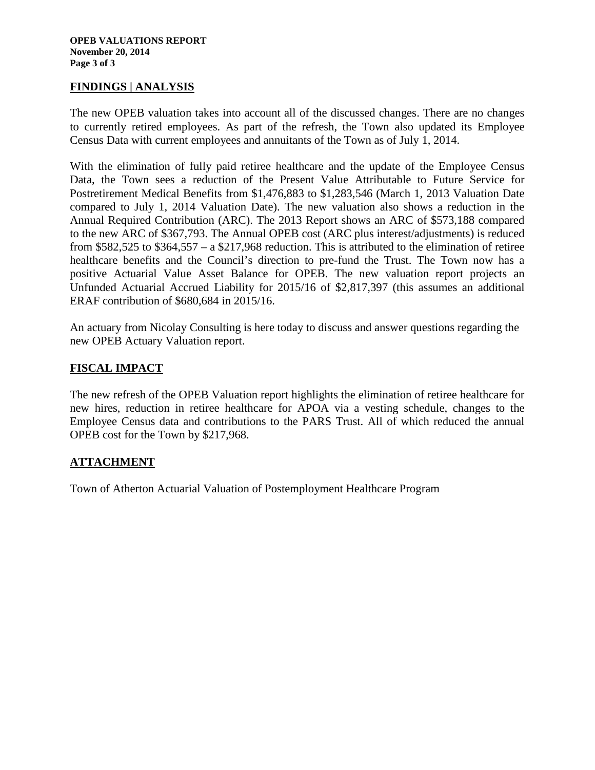## FINDINGS | ANALYSIS

The new OPEB valuation takes into account all of the discussed changes. There are no changes to currently retired employees. As part of the refresh, the Town also updated its Employee Census Data with current employees and annuitants of the Town as of July 1, 2014.

With the elimination of fully paid retiree healthcare and the update of the Employee Census Data, the Town sees a reduction of the Present Value Attributable to Future Service for Postretirement Medical Benefits from $1,476,883 to $1,283,546 (March 1, 2013 Valuation Date compared to July 1, 2014 Valuation Date). The new valuation also shows a reduction in the Annual Required Contribution (ARC). The 2013 Report shows an ARC of $573,188 compared to the new ARC of $367,793. The Annual OPEB cost (ARC plus interest/adjustments) is reduced from $582,525 to $364,557 – a $217,968 reduction. This is attributed to the elimination of retiree healthcare benefits and the Council's direction to pre-fund the Trust. The Town now has a positive Actuarial Value Asset Balance for OPEB. The new valuation report projects an Unfunded Actuarial Accrued Liability for 2015/16 of $2,817,397 (this assumes an additional ERAF contribution of $680,684 in 2015/16.

An actuary from Nicolay Consulting is here today to discuss and answer questions regarding the new OPEB Actuary Valuation report.

## FISCAL IMPACT

The new refresh of the OPEB Valuation report highlights the elimination of retiree healthcare for new hires, reduction in retiree healthcare for APOA via a vesting schedule, changes to the Employee Census data and contributions to the PARS Trust. All of which reduced the annual OPEB cost for the Town by $217,968.

## ATTACHMENT

Town of Atherton Actuarial Valuation of Postemployment Healthcare Program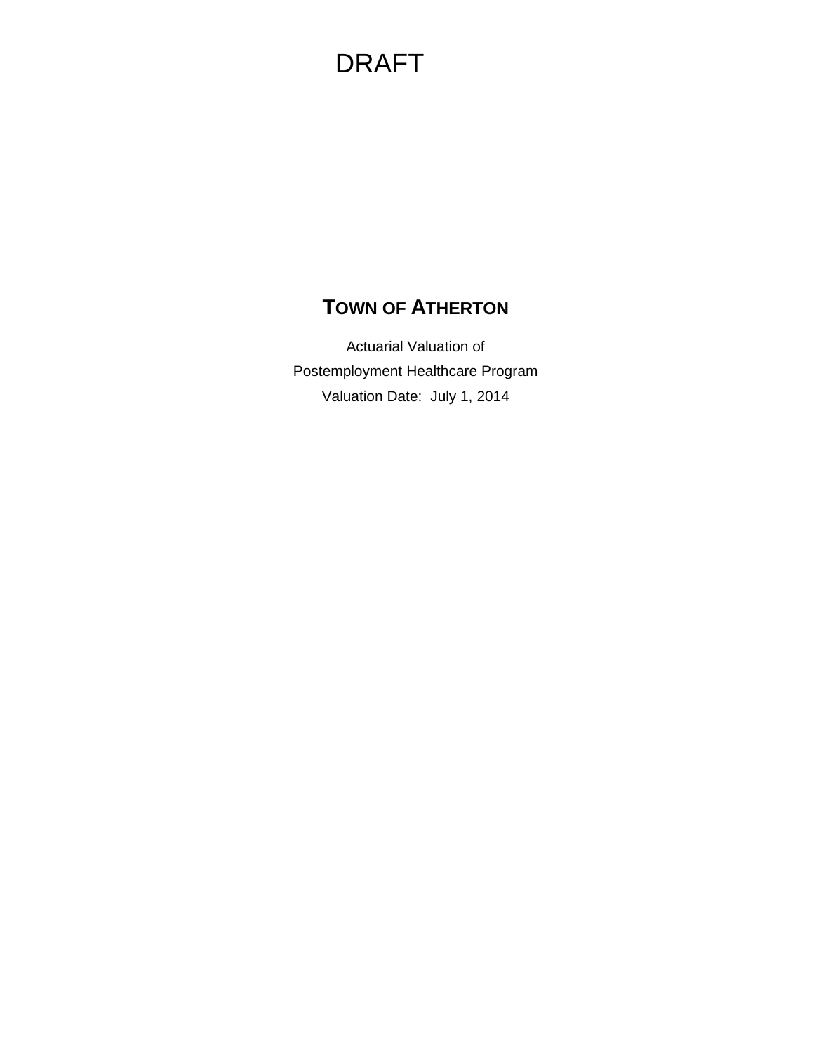DRAFT

# TOWN OF ATHERTON

Actuarial Valuation of

Postemployment Healthcare Program

Valuation Date: July 1, 2014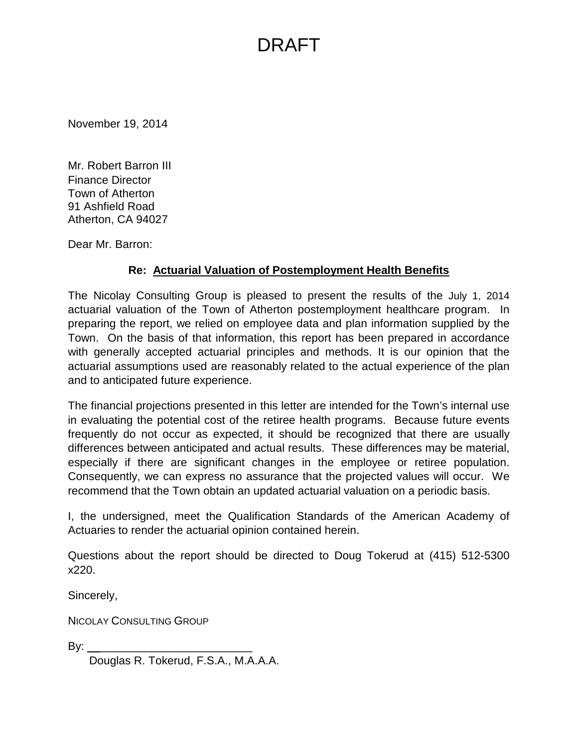# DRAFT

November 19, 2014

Mr. Robert Barron III
Finance Director
Town of Atherton
91 Ashfield Road
Atherton, CA 94027

Dear Mr. Barron:

**Re: <u>Actuarial Valuation of Postemployment Health Benefits</u>**

The Nicolay Consulting Group is pleased to present the results of the July 1, 2014 actuarial valuation of the Town of Atherton postemployment healthcare program. In preparing the report, we relied on employee data and plan information supplied by the Town. On the basis of that information, this report has been prepared in accordance with generally accepted actuarial principles and methods. It is our opinion that the actuarial assumptions used are reasonably related to the actual experience of the plan and to anticipated future experience.

The financial projections presented in this letter are intended for the Town's internal use in evaluating the potential cost of the retiree health programs. Because future events frequently do not occur as expected, it should be recognized that there are usually differences between anticipated and actual results. These differences may be material, especially if there are significant changes in the employee or retiree population. Consequently, we can express no assurance that the projected values will occur. We recommend that the Town obtain an updated actuarial valuation on a periodic basis.

I, the undersigned, meet the Qualification Standards of the American Academy of Actuaries to render the actuarial opinion contained herein.

Questions about the report should be directed to Doug Tokerud at (415) 512-5300 x220.

Sincerely,

NICOLAY CONSULTING GROUP

By: ___________________________

Douglas R. Tokerud, F.S.A., M.A.A.A.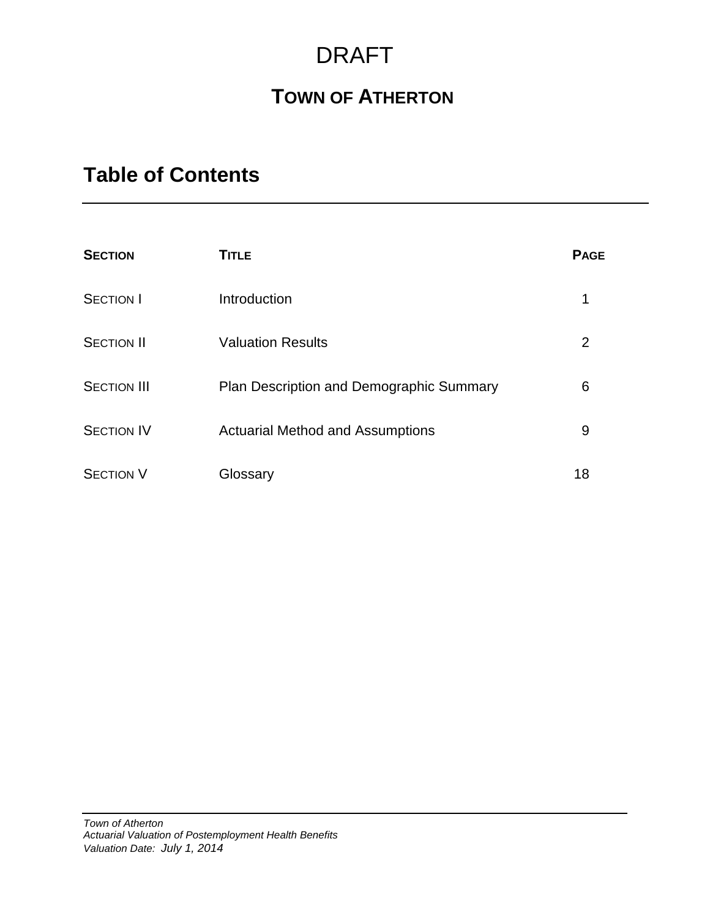DRAFT

# TOWN OF ATHERTON

## Table of Contents

| SECTION | TITLE | PAGE |
|---|---|---|
| SECTION I | Introduction | 1 |
| SECTION II | Valuation Results | 2 |
| SECTION III | Plan Description and Demographic Summary | 6 |
| SECTION IV | Actuarial Method and Assumptions | 9 |
| SECTION V | Glossary | 18 |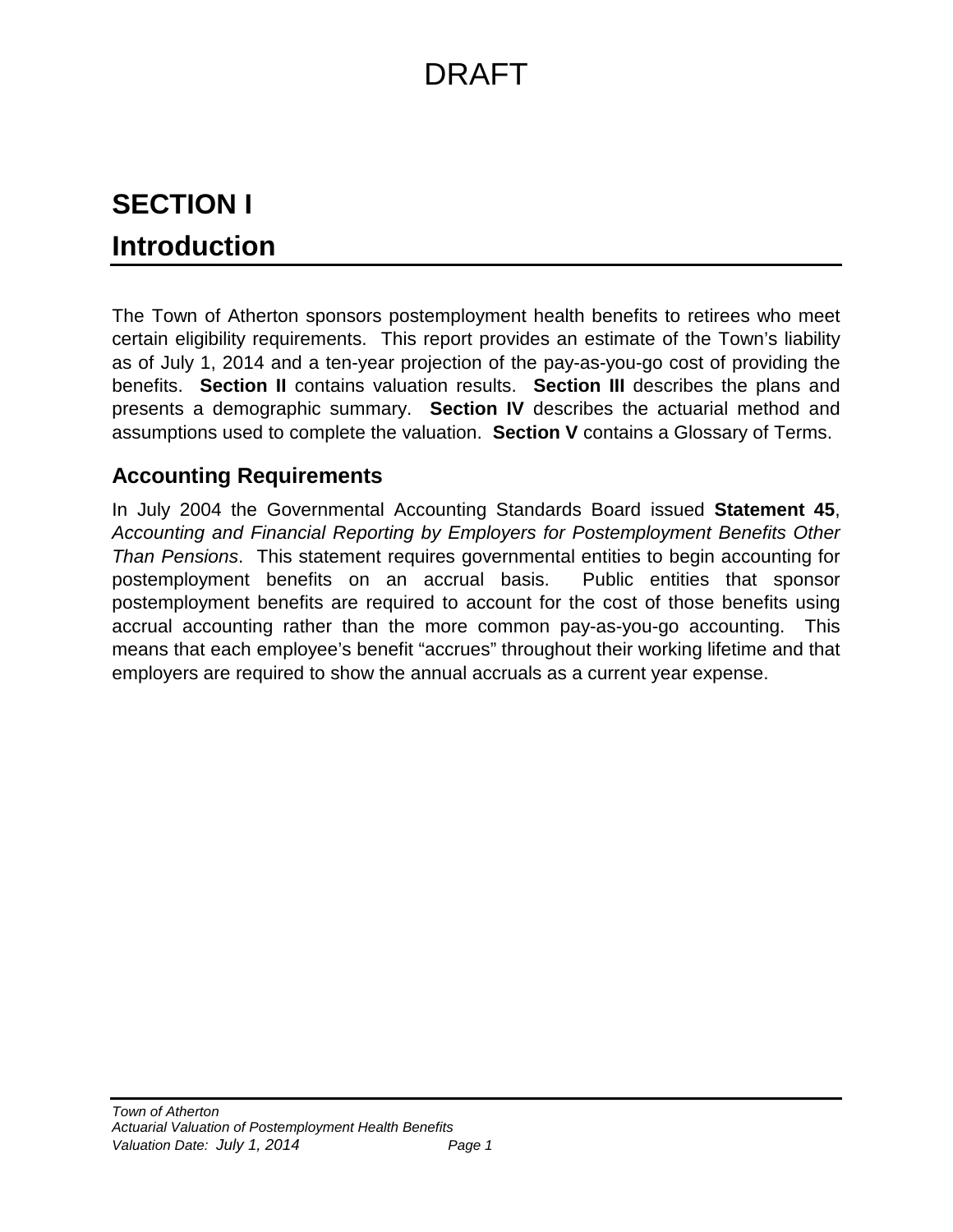DRAFT

# SECTION I

# Introduction

The Town of Atherton sponsors postemployment health benefits to retirees who meet certain eligibility requirements. This report provides an estimate of the Town's liability as of July 1, 2014 and a ten-year projection of the pay-as-you-go cost of providing the benefits. **Section II** contains valuation results. **Section III** describes the plans and presents a demographic summary. **Section IV** describes the actuarial method and assumptions used to complete the valuation. **Section V** contains a Glossary of Terms.

## Accounting Requirements

In July 2004 the Governmental Accounting Standards Board issued **Statement 45**, *Accounting and Financial Reporting by Employers for Postemployment Benefits Other Than Pensions*. This statement requires governmental entities to begin accounting for postemployment benefits on an accrual basis. Public entities that sponsor postemployment benefits are required to account for the cost of those benefits using accrual accounting rather than the more common pay-as-you-go accounting. This means that each employee's benefit "accrues" throughout their working lifetime and that employers are required to show the annual accruals as a current year expense.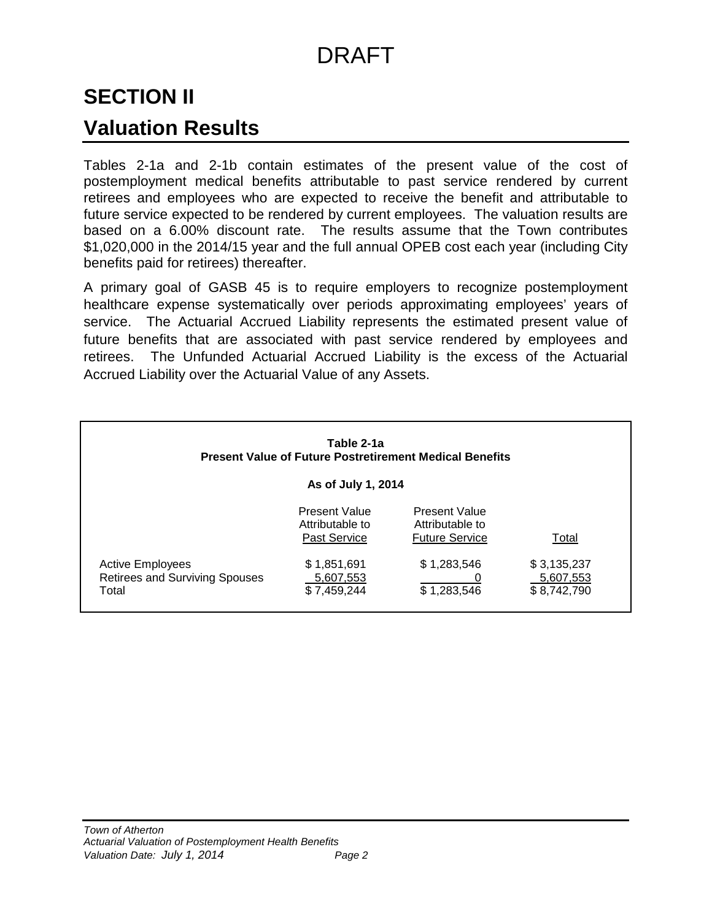DRAFT

# SECTION II

# Valuation Results

Tables 2-1a and 2-1b contain estimates of the present value of the cost of postemployment medical benefits attributable to past service rendered by current retirees and employees who are expected to receive the benefit and attributable to future service expected to be rendered by current employees. The valuation results are based on a 6.00% discount rate. The results assume that the Town contributes $1,020,000 in the 2014/15 year and the full annual OPEB cost each year (including City benefits paid for retirees) thereafter.

A primary goal of GASB 45 is to require employers to recognize postemployment healthcare expense systematically over periods approximating employees' years of service. The Actuarial Accrued Liability represents the estimated present value of future benefits that are associated with past service rendered by employees and retirees. The Unfunded Actuarial Accrued Liability is the excess of the Actuarial Accrued Liability over the Actuarial Value of any Assets.

**Table 2-1a**
**Present Value of Future Postretirement Medical Benefits**

**As of July 1, 2014**

| | Present Value Attributable to Past Service | Present Value Attributable to Future Service | Total |
|---|---|---|---|
| Active Employees | $ 1,851,691 | $ 1,283,546 | $ 3,135,237 |
| Retirees and Surviving Spouses | 5,607,553 | 0 | 5,607,553 |
| Total | $ 7,459,244 | $ 1,283,546 | $ 8,742,790 |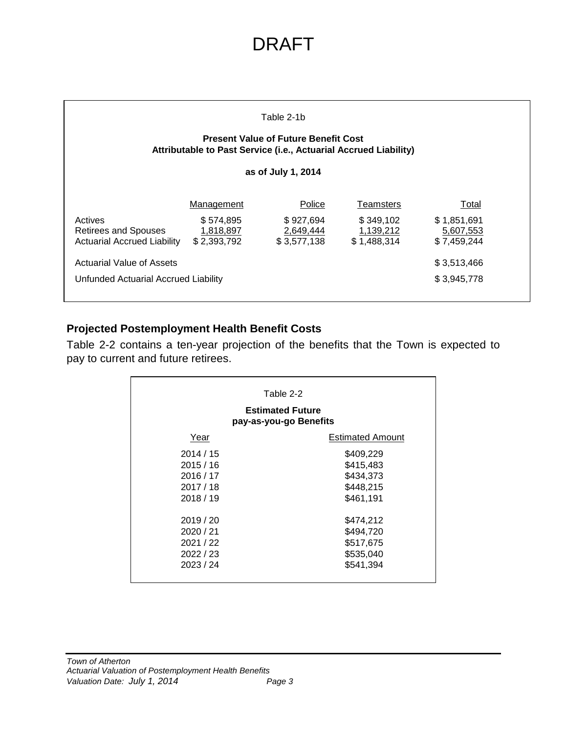DRAFT

Table 2-1b

**Present Value of Future Benefit Cost**
**Attributable to Past Service (i.e., Actuarial Accrued Liability)**

**as of July 1, 2014**

| | Management | Police | Teamsters | Total |
|---|---|---|---|---|
| Actives | $ 574,895 | $ 927,694 | $ 349,102 | $ 1,851,691 |
| Retirees and Spouses | 1,818,897 | 2,649,444 | 1,139,212 | 5,607,553 |
| Actuarial Accrued Liability | $ 2,393,792 | $ 3,577,138 | $ 1,488,314 | $ 7,459,244 |
| Actuarial Value of Assets | | | | $ 3,513,466 |
| Unfunded Actuarial Accrued Liability | | | | $ 3,945,778 |

## Projected Postemployment Health Benefit Costs

Table 2-2 contains a ten-year projection of the benefits that the Town is expected to pay to current and future retirees.

Table 2-2

**Estimated Future**
**pay-as-you-go Benefits**

| Year | Estimated Amount |
|---|---|
| 2014 / 15 | $409,229 |
| 2015 / 16 | $415,483 |
| 2016 / 17 | $434,373 |
| 2017 / 18 | $448,215 |
| 2018 / 19 | $461,191 |
| 2019 / 20 | $474,212 |
| 2020 / 21 | $494,720 |
| 2021 / 22 | $517,675 |
| 2022 / 23 | $535,040 |
| 2023 / 24 | $541,394 |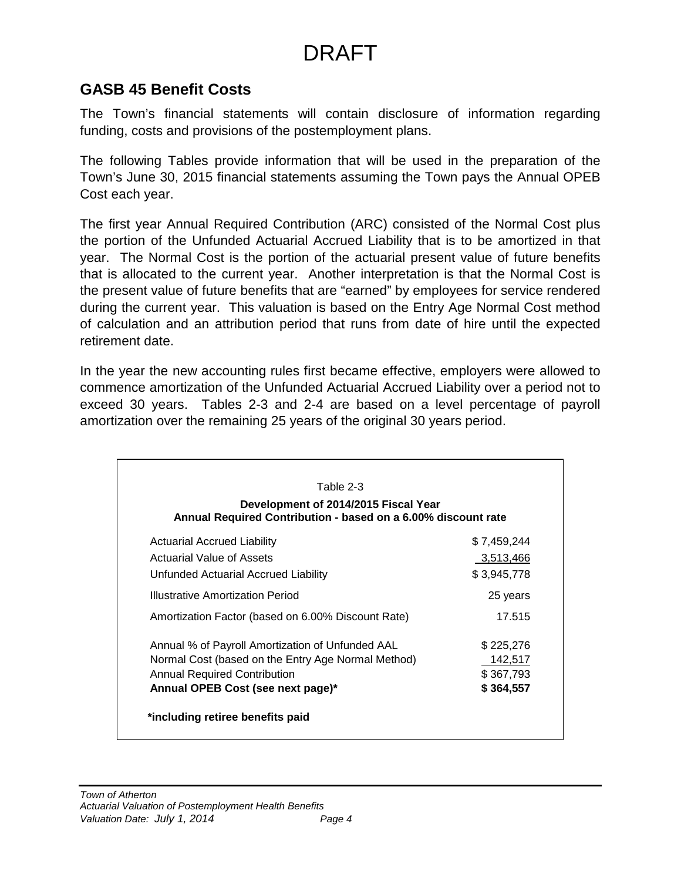DRAFT

## GASB 45 Benefit Costs

The Town's financial statements will contain disclosure of information regarding funding, costs and provisions of the postemployment plans.

The following Tables provide information that will be used in the preparation of the Town's June 30, 2015 financial statements assuming the Town pays the Annual OPEB Cost each year.

The first year Annual Required Contribution (ARC) consisted of the Normal Cost plus the portion of the Unfunded Actuarial Accrued Liability that is to be amortized in that year. The Normal Cost is the portion of the actuarial present value of future benefits that is allocated to the current year. Another interpretation is that the Normal Cost is the present value of future benefits that are "earned" by employees for service rendered during the current year. This valuation is based on the Entry Age Normal Cost method of calculation and an attribution period that runs from date of hire until the expected retirement date.

In the year the new accounting rules first became effective, employers were allowed to commence amortization of the Unfunded Actuarial Accrued Liability over a period not to exceed 30 years. Tables 2-3 and 2-4 are based on a level percentage of payroll amortization over the remaining 25 years of the original 30 years period.

Table 2-3

**Development of 2014/2015 Fiscal Year**
**Annual Required Contribution - based on a 6.00% discount rate**

| | |
|---|---|
| Actuarial Accrued Liability | $ 7,459,244 |
| Actuarial Value of Assets | 3,513,466 |
| Unfunded Actuarial Accrued Liability | $ 3,945,778 |
| Illustrative Amortization Period | 25 years |
| Amortization Factor (based on 6.00% Discount Rate) | 17.515 |
| Annual % of Payroll Amortization of Unfunded AAL | $ 225,276 |
| Normal Cost (based on the Entry Age Normal Method) | 142,517 |
| Annual Required Contribution | $ 367,793 |
| **Annual OPEB Cost (see next page)*** | **$ 364,557** |

**\*including retiree benefits paid**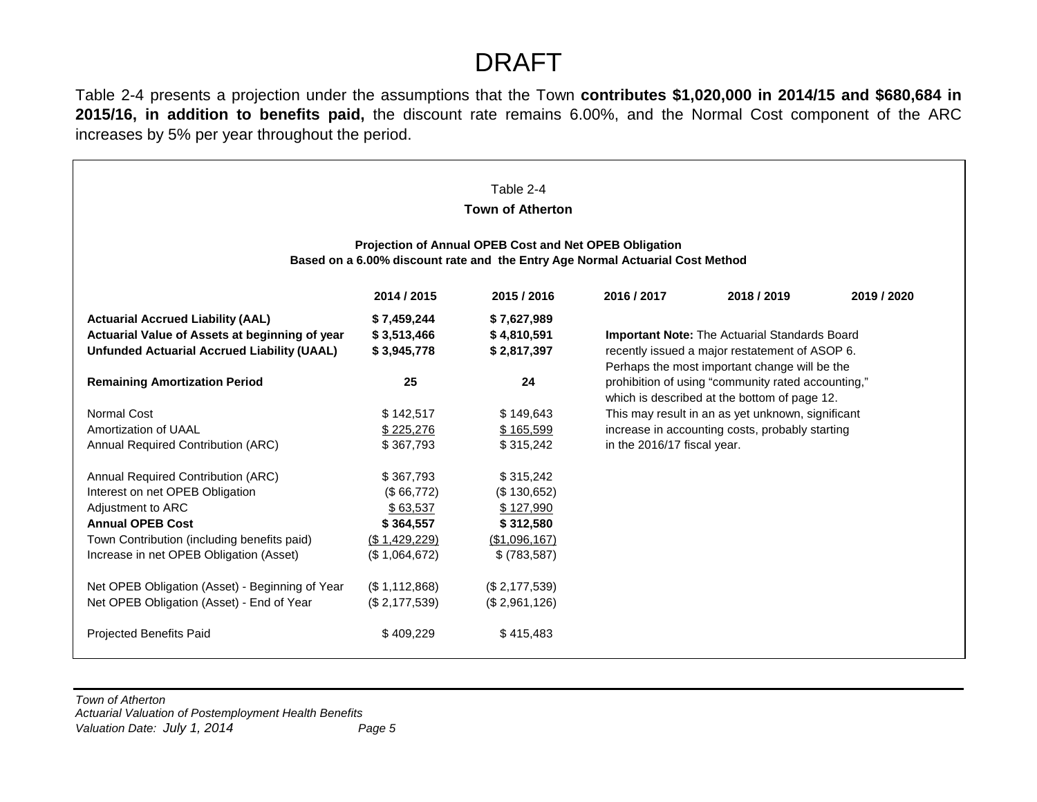# DRAFT

Table 2-4 presents a projection under the assumptions that the Town **contributes $1,020,000 in 2014/15 and $680,684 in 2015/16, in addition to benefits paid,** the discount rate remains 6.00%, and the Normal Cost component of the ARC increases by 5% per year throughout the period.

Table 2-4

**Town of Atherton**

**Projection of Annual OPEB Cost and Net OPEB Obligation**
**Based on a 6.00% discount rate and the Entry Age Normal Actuarial Cost Method**

| | 2014 / 2015 | 2015 / 2016 | 2016 / 2017 | 2018 / 2019 | 2019 / 2020 |
|---|---|---|---|---|---|
| **Actuarial Accrued Liability (AAL)** | **$ 7,459,244** | **$ 7,627,989** | | | |
| **Actuarial Value of Assets at beginning of year** | **$ 3,513,466** | **$ 4,810,591** | | | |
| **Unfunded Actuarial Accrued Liability (UAAL)** | **$ 3,945,778** | **$ 2,817,397** | | | |
| **Remaining Amortization Period** | **25** | **24** | | | |
| Normal Cost | $ 142,517 | $ 149,643 | | | |
| Amortization of UAAL | $ 225,276 | $ 165,599 | | | |
| Annual Required Contribution (ARC) | $ 367,793 | $ 315,242 | | | |
| Annual Required Contribution (ARC) | $ 367,793 | $ 315,242 | | | |
| Interest on net OPEB Obligation | ($ 66,772) | ($ 130,652) | | | |
| Adjustment to ARC | $ 63,537 | $ 127,990 | | | |
| **Annual OPEB Cost** | **$ 364,557** | **$ 312,580** | | | |
| Town Contribution (including benefits paid) | ($ 1,429,229) | ($1,096,167) | | | |
| Increase in net OPEB Obligation (Asset) | ($ 1,064,672) | $ (783,587) | | | |
| Net OPEB Obligation (Asset) - Beginning of Year | ($ 1,112,868) | ($ 2,177,539) | | | |
| Net OPEB Obligation (Asset) - End of Year | ($ 2,177,539) | ($ 2,961,126) | | | |
| Projected Benefits Paid | $ 409,229 | $ 415,483 | | | |

**Important Note:** The Actuarial Standards Board recently issued a major restatement of ASOP 6. Perhaps the most important change will be the prohibition of using "community rated accounting," which is described at the bottom of page 12. This may result in an as yet unknown, significant increase in accounting costs, probably starting in the 2016/17 fiscal year.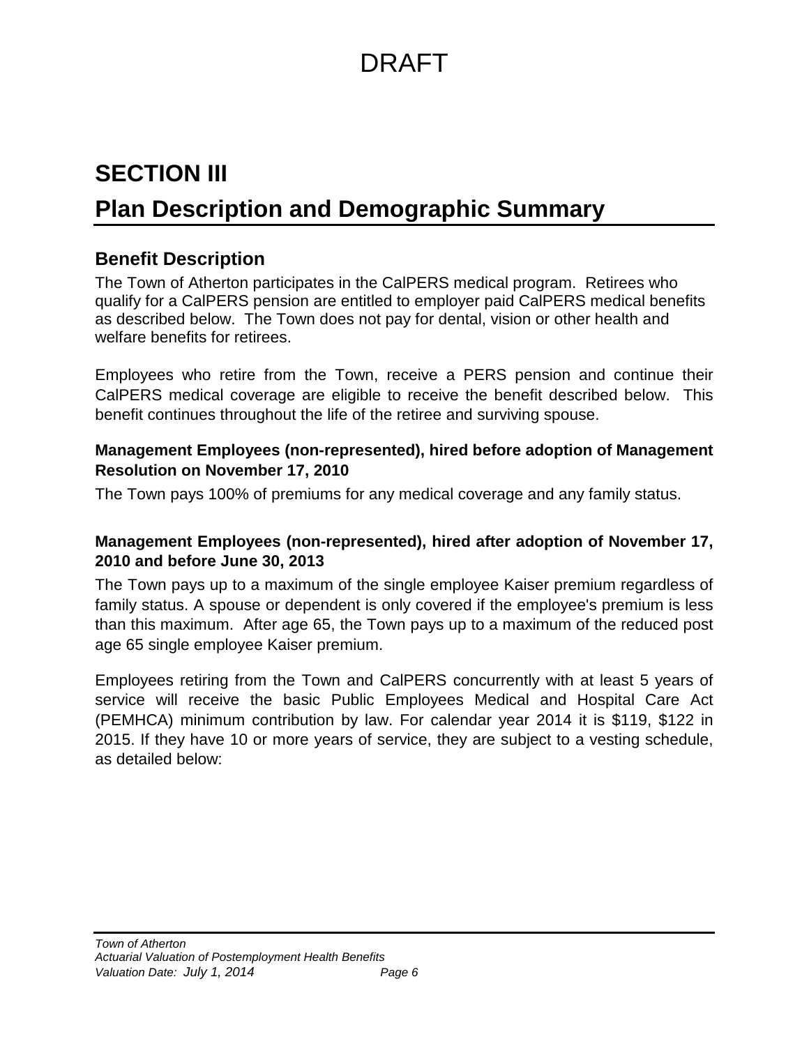DRAFT

# SECTION III

# Plan Description and Demographic Summary

## Benefit Description

The Town of Atherton participates in the CalPERS medical program. Retirees who qualify for a CalPERS pension are entitled to employer paid CalPERS medical benefits as described below. The Town does not pay for dental, vision or other health and welfare benefits for retirees.

Employees who retire from the Town, receive a PERS pension and continue their CalPERS medical coverage are eligible to receive the benefit described below. This benefit continues throughout the life of the retiree and surviving spouse.

### Management Employees (non-represented), hired before adoption of Management Resolution on November 17, 2010

The Town pays 100% of premiums for any medical coverage and any family status.

### Management Employees (non-represented), hired after adoption of November 17, 2010 and before June 30, 2013

The Town pays up to a maximum of the single employee Kaiser premium regardless of family status. A spouse or dependent is only covered if the employee's premium is less than this maximum. After age 65, the Town pays up to a maximum of the reduced post age 65 single employee Kaiser premium.

Employees retiring from the Town and CalPERS concurrently with at least 5 years of service will receive the basic Public Employees Medical and Hospital Care Act (PEMHCA) minimum contribution by law. For calendar year 2014 it is $119, $122 in 2015. If they have 10 or more years of service, they are subject to a vesting schedule, as detailed below: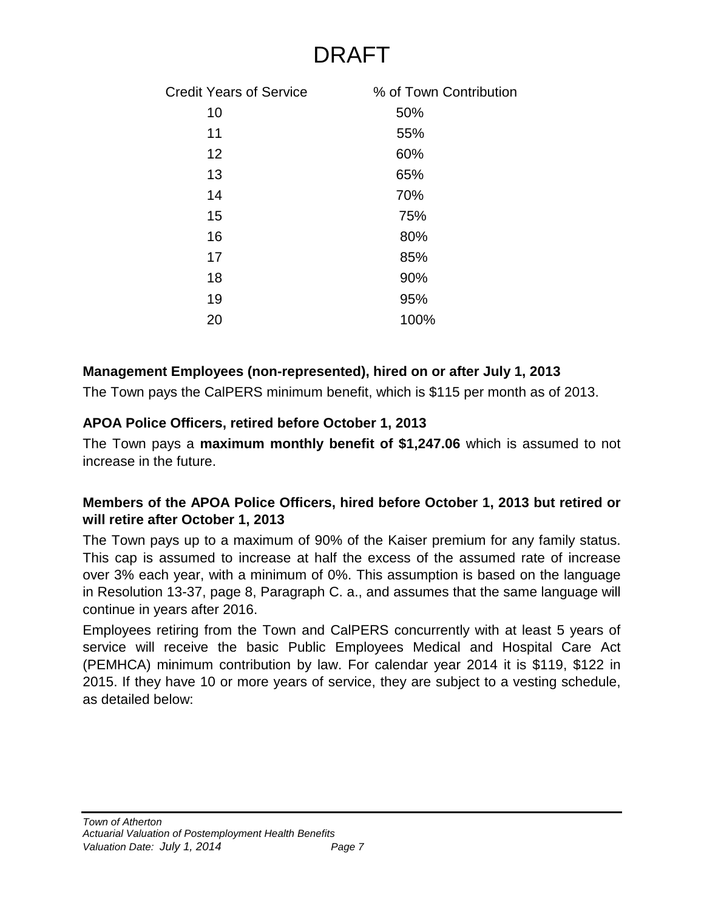# DRAFT

| Credit Years of Service | % of Town Contribution |
|---|---|
| 10 | 50% |
| 11 | 55% |
| 12 | 60% |
| 13 | 65% |
| 14 | 70% |
| 15 | 75% |
| 16 | 80% |
| 17 | 85% |
| 18 | 90% |
| 19 | 95% |
| 20 | 100% |

**Management Employees (non-represented), hired on or after July 1, 2013**

The Town pays the CalPERS minimum benefit, which is $115 per month as of 2013.

**APOA Police Officers, retired before October 1, 2013**

The Town pays a **maximum monthly benefit of $1,247.06** which is assumed to not increase in the future.

**Members of the APOA Police Officers, hired before October 1, 2013 but retired or will retire after October 1, 2013**

The Town pays up to a maximum of 90% of the Kaiser premium for any family status. This cap is assumed to increase at half the excess of the assumed rate of increase over 3% each year, with a minimum of 0%. This assumption is based on the language in Resolution 13-37, page 8, Paragraph C. a., and assumes that the same language will continue in years after 2016.

Employees retiring from the Town and CalPERS concurrently with at least 5 years of service will receive the basic Public Employees Medical and Hospital Care Act (PEMHCA) minimum contribution by law. For calendar year 2014 it is $119, $122 in 2015. If they have 10 or more years of service, they are subject to a vesting schedule, as detailed below: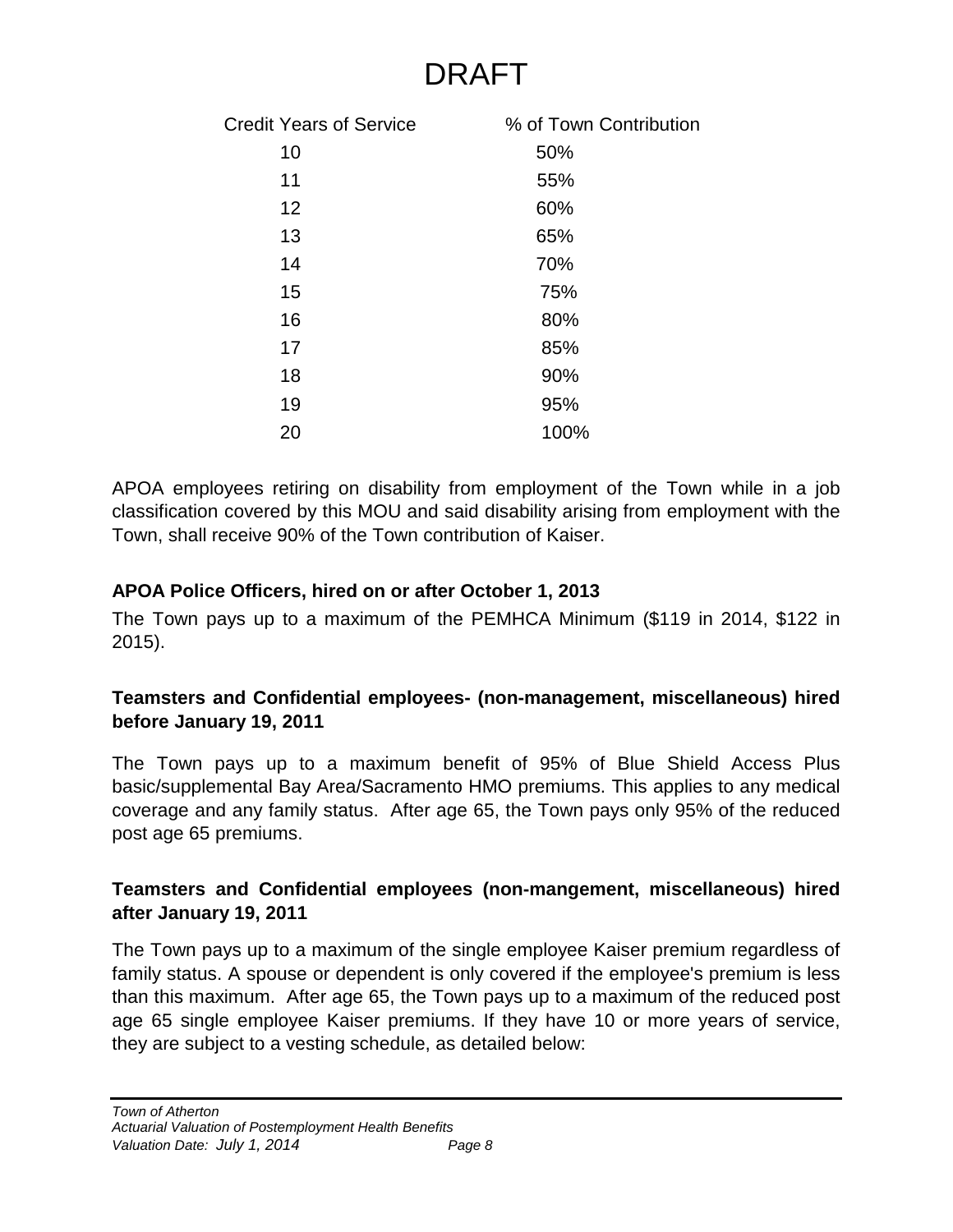# DRAFT

| Credit Years of Service | % of Town Contribution |
|---|---|
| 10 | 50% |
| 11 | 55% |
| 12 | 60% |
| 13 | 65% |
| 14 | 70% |
| 15 | 75% |
| 16 | 80% |
| 17 | 85% |
| 18 | 90% |
| 19 | 95% |
| 20 | 100% |

APOA employees retiring on disability from employment of the Town while in a job classification covered by this MOU and said disability arising from employment with the Town, shall receive 90% of the Town contribution of Kaiser.

**APOA Police Officers, hired on or after October 1, 2013**

The Town pays up to a maximum of the PEMHCA Minimum ($119 in 2014, $122 in 2015).

**Teamsters and Confidential employees- (non-management, miscellaneous) hired before January 19, 2011**

The Town pays up to a maximum benefit of 95% of Blue Shield Access Plus basic/supplemental Bay Area/Sacramento HMO premiums. This applies to any medical coverage and any family status. After age 65, the Town pays only 95% of the reduced post age 65 premiums.

**Teamsters and Confidential employees (non-mangement, miscellaneous) hired after January 19, 2011**

The Town pays up to a maximum of the single employee Kaiser premium regardless of family status. A spouse or dependent is only covered if the employee's premium is less than this maximum. After age 65, the Town pays up to a maximum of the reduced post age 65 single employee Kaiser premiums. If they have 10 or more years of service, they are subject to a vesting schedule, as detailed below: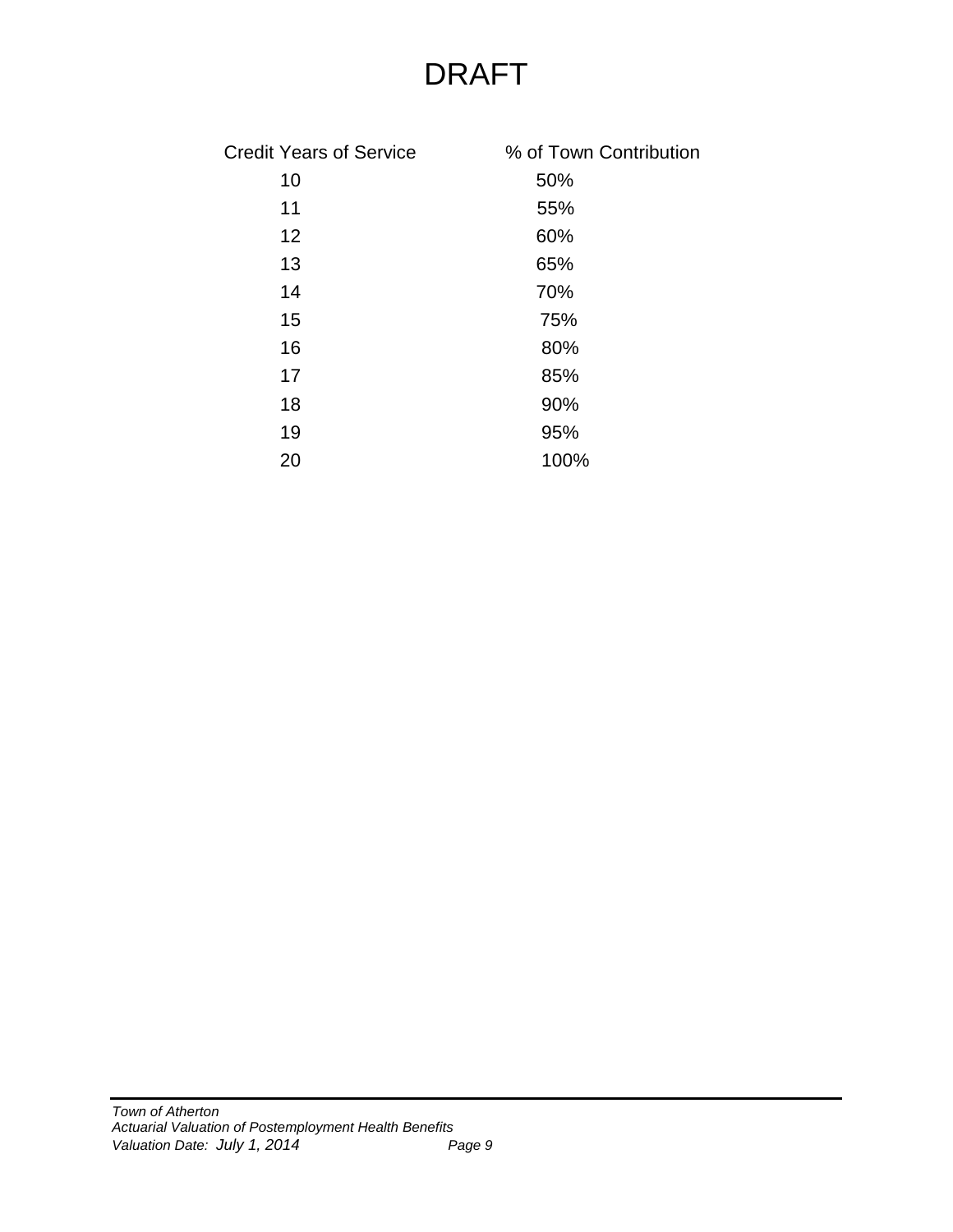DRAFT

| Credit Years of Service | % of Town Contribution |
| --- | --- |
| 10 | 50% |
| 11 | 55% |
| 12 | 60% |
| 13 | 65% |
| 14 | 70% |
| 15 | 75% |
| 16 | 80% |
| 17 | 85% |
| 18 | 90% |
| 19 | 95% |
| 20 | 100% |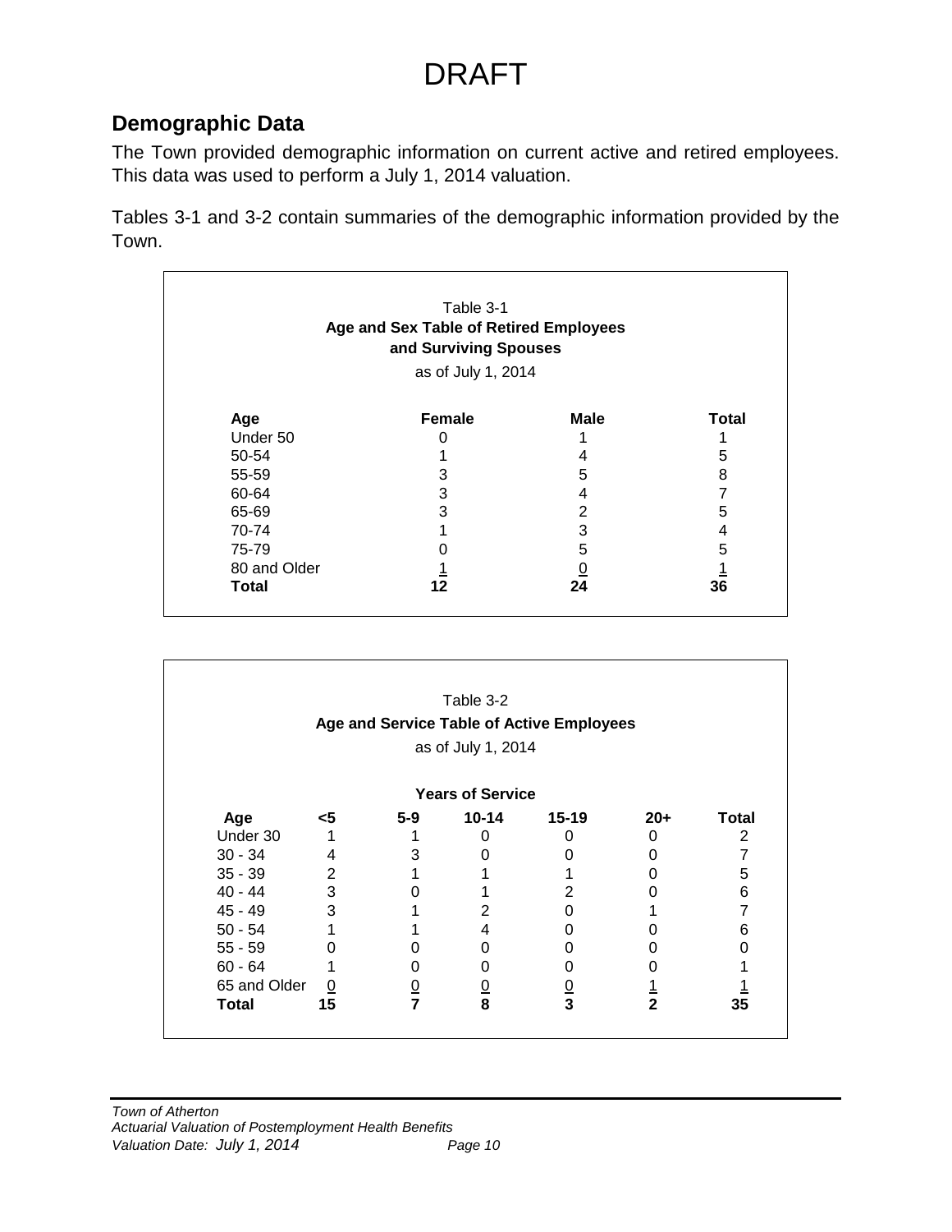# DRAFT

## Demographic Data

The Town provided demographic information on current active and retired employees. This data was used to perform a July 1, 2014 valuation.

Tables 3-1 and 3-2 contain summaries of the demographic information provided by the Town.

Table 3-1
**Age and Sex Table of Retired Employees and Surviving Spouses**
as of July 1, 2014

| Age | Female | Male | Total |
|---|---|---|---|
| Under 50 | 0 | 1 | 1 |
| 50-54 | 1 | 4 | 5 |
| 55-59 | 3 | 5 | 8 |
| 60-64 | 3 | 4 | 7 |
| 65-69 | 3 | 2 | 5 |
| 70-74 | 1 | 3 | 4 |
| 75-79 | 0 | 5 | 5 |
| 80 and Older | 1 | 0 | 1 |
| **Total** | **12** | **24** | **36** |

Table 3-2
**Age and Service Table of Active Employees**
as of July 1, 2014

| | **Years of Service** | | | | | |
|---|---|---|---|---|---|---|
| **Age** | **<5** | **5-9** | **10-14** | **15-19** | **20+** | **Total** |
| Under 30 | 1 | 1 | 0 | 0 | 0 | 2 |
| 30 - 34 | 4 | 3 | 0 | 0 | 0 | 7 |
| 35 - 39 | 2 | 1 | 1 | 1 | 0 | 5 |
| 40 - 44 | 3 | 0 | 1 | 2 | 0 | 6 |
| 45 - 49 | 3 | 1 | 2 | 0 | 1 | 7 |
| 50 - 54 | 1 | 1 | 4 | 0 | 0 | 6 |
| 55 - 59 | 0 | 0 | 0 | 0 | 0 | 0 |
| 60 - 64 | 1 | 0 | 0 | 0 | 0 | 1 |
| 65 and Older | 0 | 0 | 0 | 0 | 1 | 1 |
| **Total** | **15** | **7** | **8** | **3** | **2** | **35** |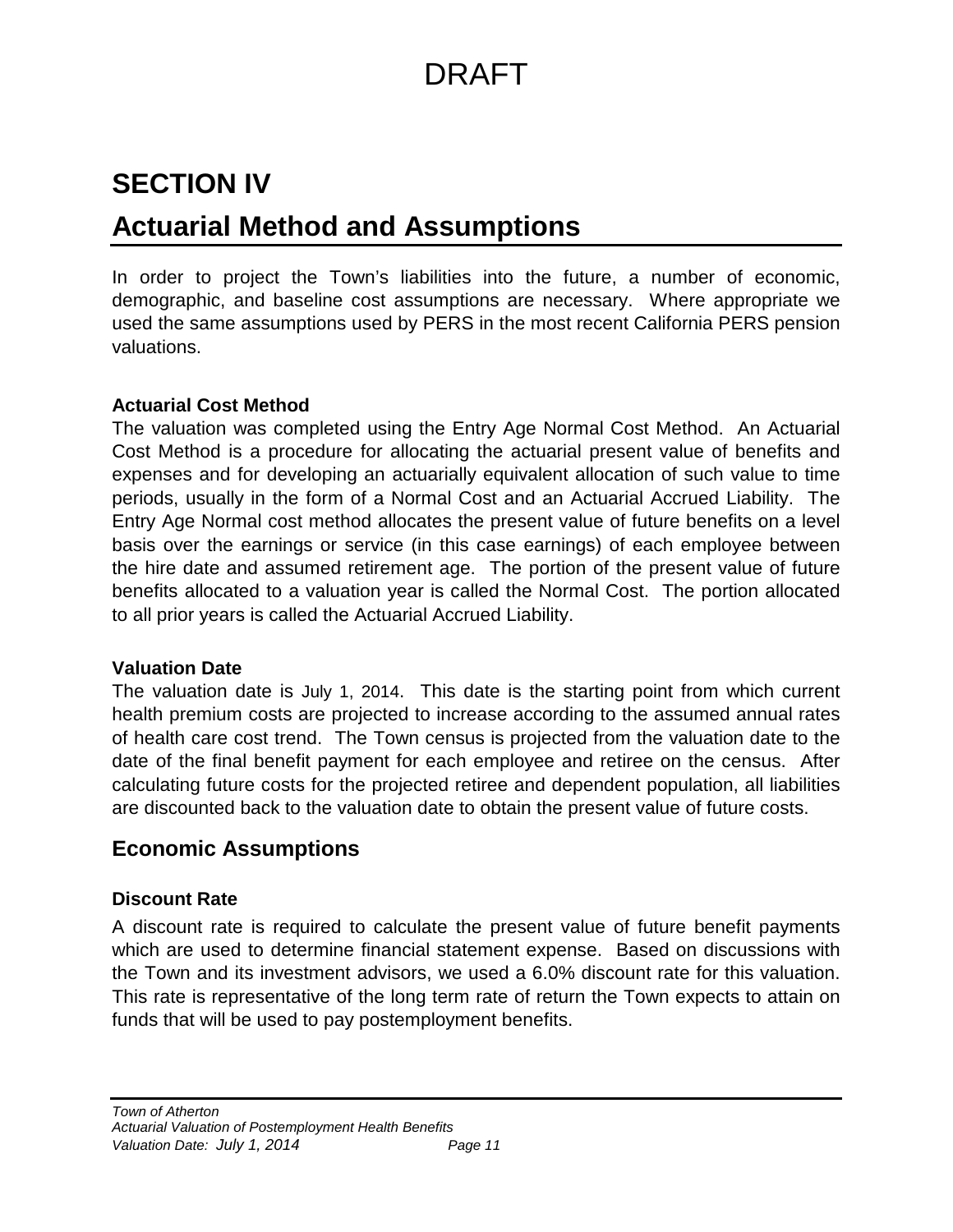DRAFT

# SECTION IV

# Actuarial Method and Assumptions

In order to project the Town's liabilities into the future, a number of economic, demographic, and baseline cost assumptions are necessary. Where appropriate we used the same assumptions used by PERS in the most recent California PERS pension valuations.

**Actuarial Cost Method**

The valuation was completed using the Entry Age Normal Cost Method. An Actuarial Cost Method is a procedure for allocating the actuarial present value of benefits and expenses and for developing an actuarially equivalent allocation of such value to time periods, usually in the form of a Normal Cost and an Actuarial Accrued Liability. The Entry Age Normal cost method allocates the present value of future benefits on a level basis over the earnings or service (in this case earnings) of each employee between the hire date and assumed retirement age. The portion of the present value of future benefits allocated to a valuation year is called the Normal Cost. The portion allocated to all prior years is called the Actuarial Accrued Liability.

**Valuation Date**

The valuation date is July 1, 2014. This date is the starting point from which current health premium costs are projected to increase according to the assumed annual rates of health care cost trend. The Town census is projected from the valuation date to the date of the final benefit payment for each employee and retiree on the census. After calculating future costs for the projected retiree and dependent population, all liabilities are discounted back to the valuation date to obtain the present value of future costs.

## Economic Assumptions

**Discount Rate**

A discount rate is required to calculate the present value of future benefit payments which are used to determine financial statement expense. Based on discussions with the Town and its investment advisors, we used a 6.0% discount rate for this valuation. This rate is representative of the long term rate of return the Town expects to attain on funds that will be used to pay postemployment benefits.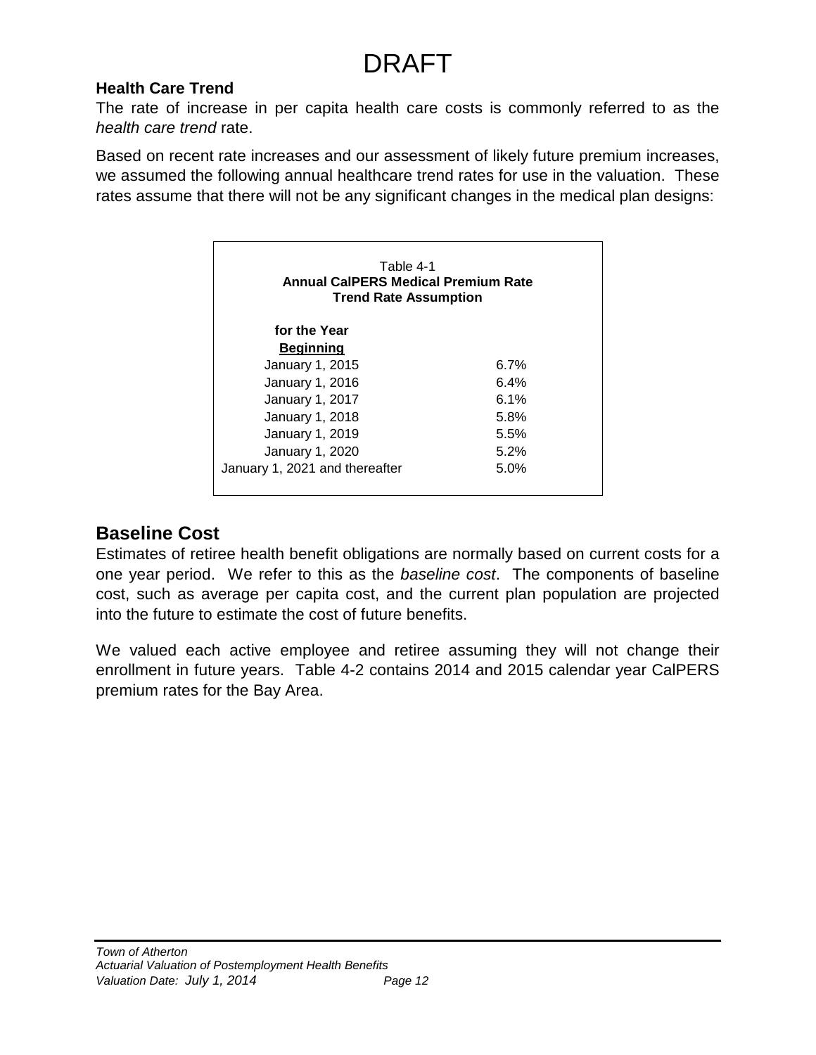DRAFT

**Health Care Trend**

The rate of increase in per capita health care costs is commonly referred to as the *health care trend* rate.

Based on recent rate increases and our assessment of likely future premium increases, we assumed the following annual healthcare trend rates for use in the valuation. These rates assume that there will not be any significant changes in the medical plan designs:

Table 4-1
**Annual CalPERS Medical Premium Rate Trend Rate Assumption**

| **for the Year Beginning** | |
|---|---|
| January 1, 2015 | 6.7% |
| January 1, 2016 | 6.4% |
| January 1, 2017 | 6.1% |
| January 1, 2018 | 5.8% |
| January 1, 2019 | 5.5% |
| January 1, 2020 | 5.2% |
| January 1, 2021 and thereafter | 5.0% |

## Baseline Cost

Estimates of retiree health benefit obligations are normally based on current costs for a one year period. We refer to this as the *baseline cost*. The components of baseline cost, such as average per capita cost, and the current plan population are projected into the future to estimate the cost of future benefits.

We valued each active employee and retiree assuming they will not change their enrollment in future years. Table 4-2 contains 2014 and 2015 calendar year CalPERS premium rates for the Bay Area.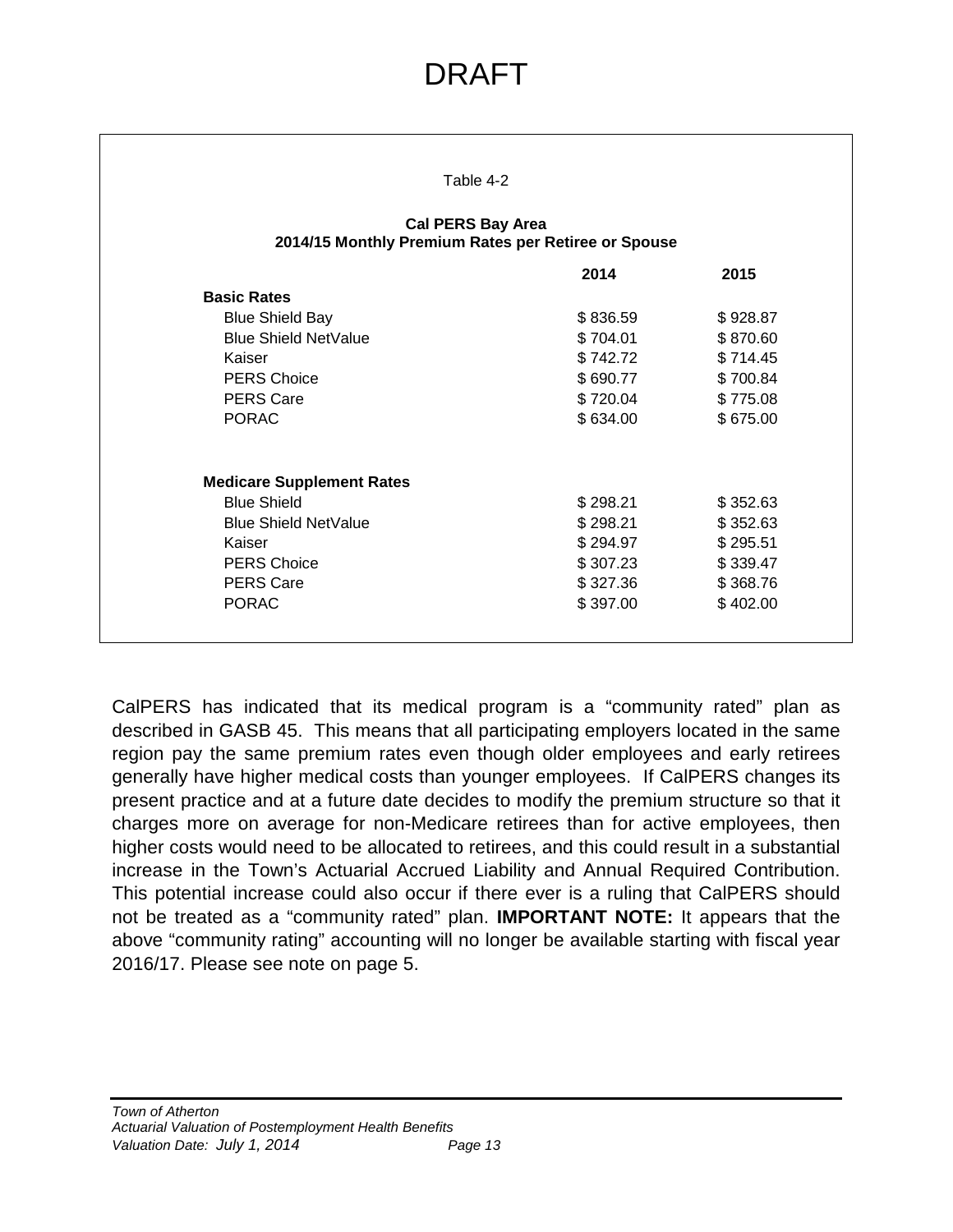# DRAFT

Table 4-2

**Cal PERS Bay Area**
**2014/15 Monthly Premium Rates per Retiree or Spouse**

| | 2014 | 2015 |
|---|---|---|
| **Basic Rates** | | |
| Blue Shield Bay | $ 836.59 | $ 928.87 |
| Blue Shield NetValue | $ 704.01 | $ 870.60 |
| Kaiser | $ 742.72 | $ 714.45 |
| PERS Choice | $ 690.77 | $ 700.84 |
| PERS Care | $ 720.04 | $ 775.08 |
| PORAC | $ 634.00 | $ 675.00 |
| | | |
| **Medicare Supplement Rates** | | |
| Blue Shield | $ 298.21 | $ 352.63 |
| Blue Shield NetValue | $ 298.21 | $ 352.63 |
| Kaiser | $ 294.97 | $ 295.51 |
| PERS Choice | $ 307.23 | $ 339.47 |
| PERS Care | $ 327.36 | $ 368.76 |
| PORAC | $ 397.00 | $ 402.00 |

CalPERS has indicated that its medical program is a "community rated" plan as described in GASB 45. This means that all participating employers located in the same region pay the same premium rates even though older employees and early retirees generally have higher medical costs than younger employees. If CalPERS changes its present practice and at a future date decides to modify the premium structure so that it charges more on average for non-Medicare retirees than for active employees, then higher costs would need to be allocated to retirees, and this could result in a substantial increase in the Town's Actuarial Accrued Liability and Annual Required Contribution. This potential increase could also occur if there ever is a ruling that CalPERS should not be treated as a "community rated" plan. **IMPORTANT NOTE:** It appears that the above "community rating" accounting will no longer be available starting with fiscal year 2016/17. Please see note on page 5.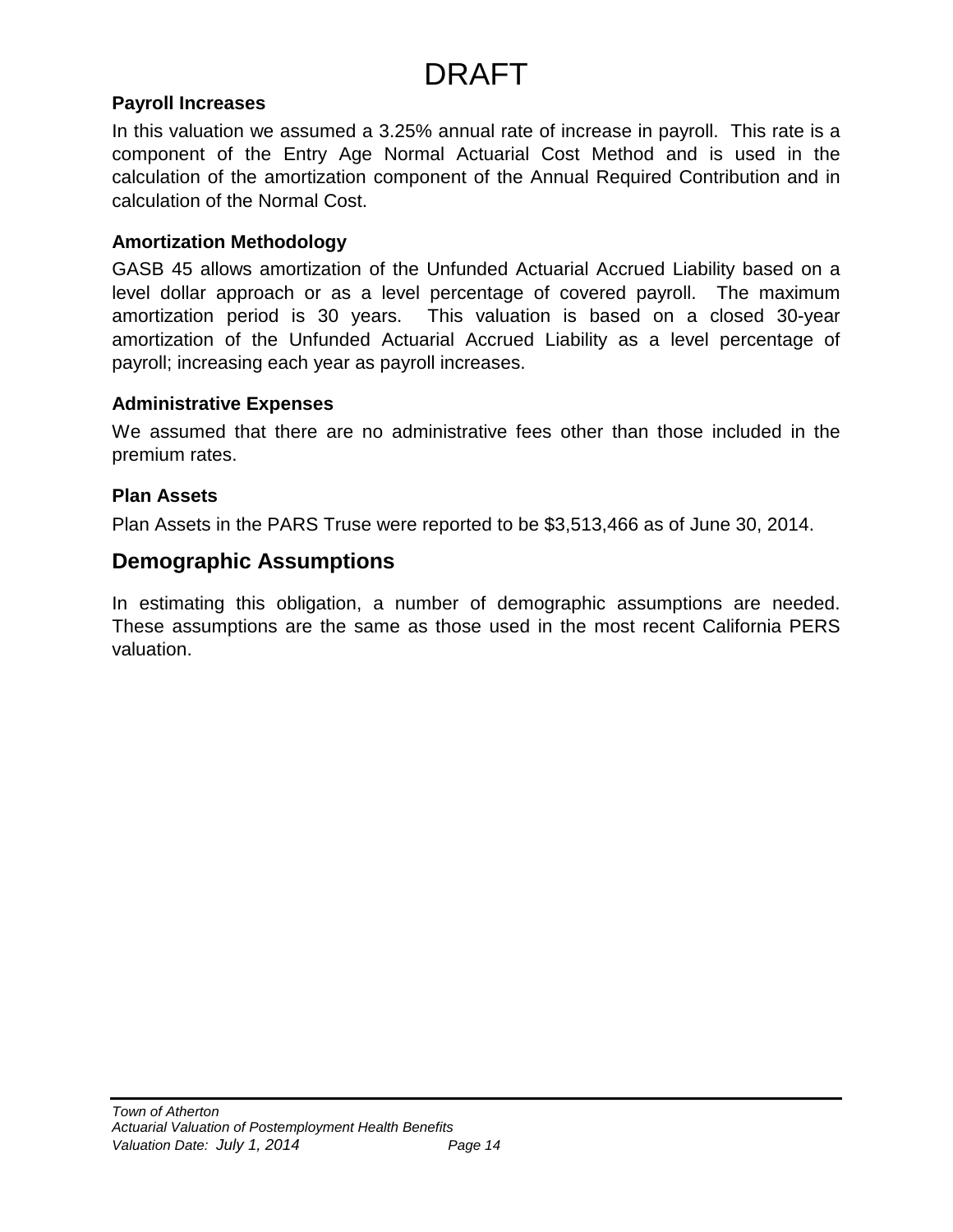DRAFT

### Payroll Increases

In this valuation we assumed a 3.25% annual rate of increase in payroll. This rate is a component of the Entry Age Normal Actuarial Cost Method and is used in the calculation of the amortization component of the Annual Required Contribution and in calculation of the Normal Cost.

### Amortization Methodology

GASB 45 allows amortization of the Unfunded Actuarial Accrued Liability based on a level dollar approach or as a level percentage of covered payroll. The maximum amortization period is 30 years. This valuation is based on a closed 30-year amortization of the Unfunded Actuarial Accrued Liability as a level percentage of payroll; increasing each year as payroll increases.

### Administrative Expenses

We assumed that there are no administrative fees other than those included in the premium rates.

### Plan Assets

Plan Assets in the PARS Truse were reported to be $3,513,466 as of June 30, 2014.

## Demographic Assumptions

In estimating this obligation, a number of demographic assumptions are needed. These assumptions are the same as those used in the most recent California PERS valuation.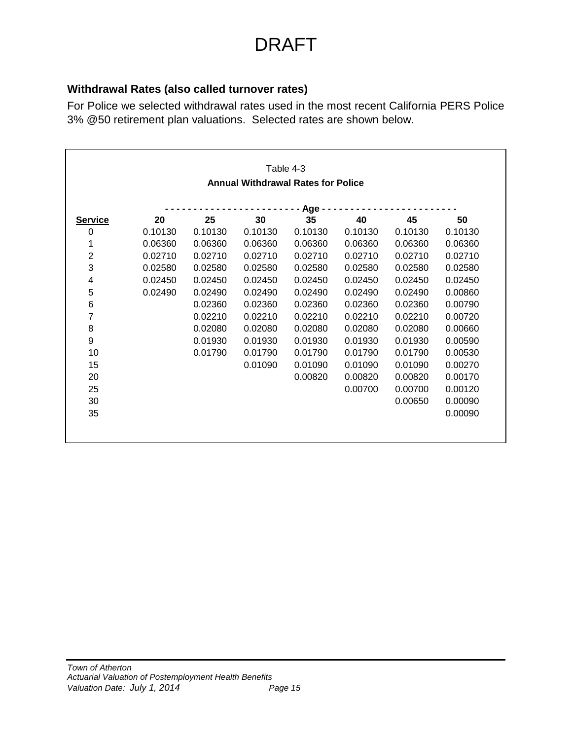# DRAFT

**Withdrawal Rates (also called turnover rates)**

For Police we selected withdrawal rates used in the most recent California PERS Police 3% @50 retirement plan valuations. Selected rates are shown below.

Table 4-3

**Annual Withdrawal Rates for Police**

| | - - - - - - - - - - - - - - - - - - - - - - - - - - - - - - - - - - - - - | - Age - | | | | | |
|---|---|---|---|---|---|---|---|
| **Service** | **20** | **25** | **30** | **35** | **40** | **45** | **50** |
| 0 | 0.10130 | 0.10130 | 0.10130 | 0.10130 | 0.10130 | 0.10130 | 0.10130 |
| 1 | 0.06360 | 0.06360 | 0.06360 | 0.06360 | 0.06360 | 0.06360 | 0.06360 |
| 2 | 0.02710 | 0.02710 | 0.02710 | 0.02710 | 0.02710 | 0.02710 | 0.02710 |
| 3 | 0.02580 | 0.02580 | 0.02580 | 0.02580 | 0.02580 | 0.02580 | 0.02580 |
| 4 | 0.02450 | 0.02450 | 0.02450 | 0.02450 | 0.02450 | 0.02450 | 0.02450 |
| 5 | 0.02490 | 0.02490 | 0.02490 | 0.02490 | 0.02490 | 0.02490 | 0.00860 |
| 6 | | 0.02360 | 0.02360 | 0.02360 | 0.02360 | 0.02360 | 0.00790 |
| 7 | | 0.02210 | 0.02210 | 0.02210 | 0.02210 | 0.02210 | 0.00720 |
| 8 | | 0.02080 | 0.02080 | 0.02080 | 0.02080 | 0.02080 | 0.00660 |
| 9 | | 0.01930 | 0.01930 | 0.01930 | 0.01930 | 0.01930 | 0.00590 |
| 10 | | 0.01790 | 0.01790 | 0.01790 | 0.01790 | 0.01790 | 0.00530 |
| 15 | | | 0.01090 | 0.01090 | 0.01090 | 0.01090 | 0.00270 |
| 20 | | | | 0.00820 | 0.00820 | 0.00820 | 0.00170 |
| 25 | | | | | 0.00700 | 0.00700 | 0.00120 |
| 30 | | | | | | 0.00650 | 0.00090 |
| 35 | | | | | | | 0.00090 |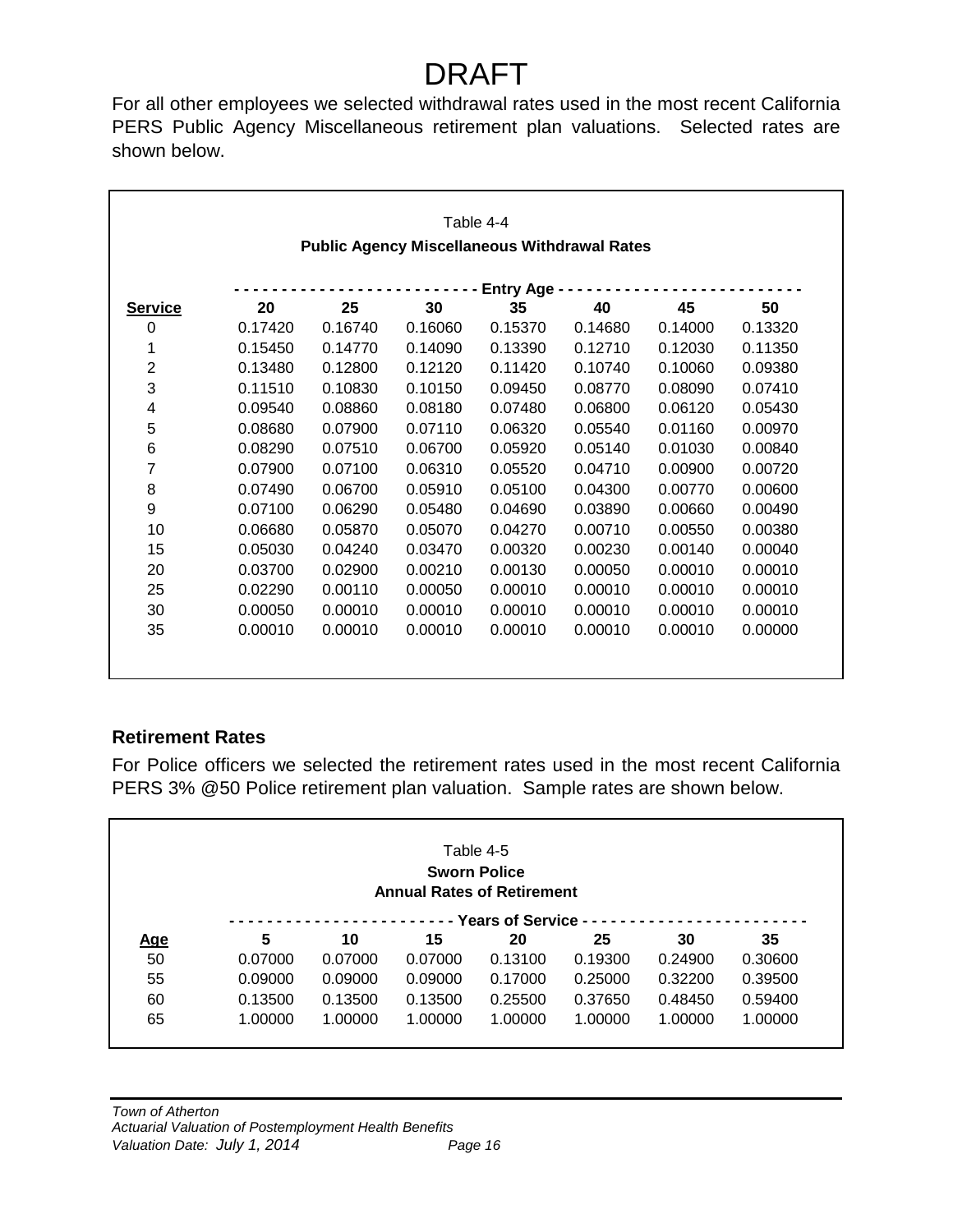# DRAFT

For all other employees we selected withdrawal rates used in the most recent California PERS Public Agency Miscellaneous retirement plan valuations. Selected rates are shown below.

Table 4-4

**Public Agency Miscellaneous Withdrawal Rates**

| | Entry Age | | | | | | |
|---|---|---|---|---|---|---|---|
| **Service** | **20** | **25** | **30** | **35** | **40** | **45** | **50** |
| 0 | 0.17420 | 0.16740 | 0.16060 | 0.15370 | 0.14680 | 0.14000 | 0.13320 |
| 1 | 0.15450 | 0.14770 | 0.14090 | 0.13390 | 0.12710 | 0.12030 | 0.11350 |
| 2 | 0.13480 | 0.12800 | 0.12120 | 0.11420 | 0.10740 | 0.10060 | 0.09380 |
| 3 | 0.11510 | 0.10830 | 0.10150 | 0.09450 | 0.08770 | 0.08090 | 0.07410 |
| 4 | 0.09540 | 0.08860 | 0.08180 | 0.07480 | 0.06800 | 0.06120 | 0.05430 |
| 5 | 0.08680 | 0.07900 | 0.07110 | 0.06320 | 0.05540 | 0.01160 | 0.00970 |
| 6 | 0.08290 | 0.07510 | 0.06700 | 0.05920 | 0.05140 | 0.01030 | 0.00840 |
| 7 | 0.07900 | 0.07100 | 0.06310 | 0.05520 | 0.04710 | 0.00900 | 0.00720 |
| 8 | 0.07490 | 0.06700 | 0.05910 | 0.05100 | 0.04300 | 0.00770 | 0.00600 |
| 9 | 0.07100 | 0.06290 | 0.05480 | 0.04690 | 0.03890 | 0.00660 | 0.00490 |
| 10 | 0.06680 | 0.05870 | 0.05070 | 0.04270 | 0.00710 | 0.00550 | 0.00380 |
| 15 | 0.05030 | 0.04240 | 0.03470 | 0.00320 | 0.00230 | 0.00140 | 0.00040 |
| 20 | 0.03700 | 0.02900 | 0.00210 | 0.00130 | 0.00050 | 0.00010 | 0.00010 |
| 25 | 0.02290 | 0.00110 | 0.00050 | 0.00010 | 0.00010 | 0.00010 | 0.00010 |
| 30 | 0.00050 | 0.00010 | 0.00010 | 0.00010 | 0.00010 | 0.00010 | 0.00010 |
| 35 | 0.00010 | 0.00010 | 0.00010 | 0.00010 | 0.00010 | 0.00010 | 0.00000 |

## Retirement Rates

For Police officers we selected the retirement rates used in the most recent California PERS 3% @50 Police retirement plan valuation. Sample rates are shown below.

Table 4-5

**Sworn Police**

**Annual Rates of Retirement**

| | Years of Service | | | | | | |
|---|---|---|---|---|---|---|---|
| **Age** | **5** | **10** | **15** | **20** | **25** | **30** | **35** |
| 50 | 0.07000 | 0.07000 | 0.07000 | 0.13100 | 0.19300 | 0.24900 | 0.30600 |
| 55 | 0.09000 | 0.09000 | 0.09000 | 0.17000 | 0.25000 | 0.32200 | 0.39500 |
| 60 | 0.13500 | 0.13500 | 0.13500 | 0.25500 | 0.37650 | 0.48450 | 0.59400 |
| 65 | 1.00000 | 1.00000 | 1.00000 | 1.00000 | 1.00000 | 1.00000 | 1.00000 |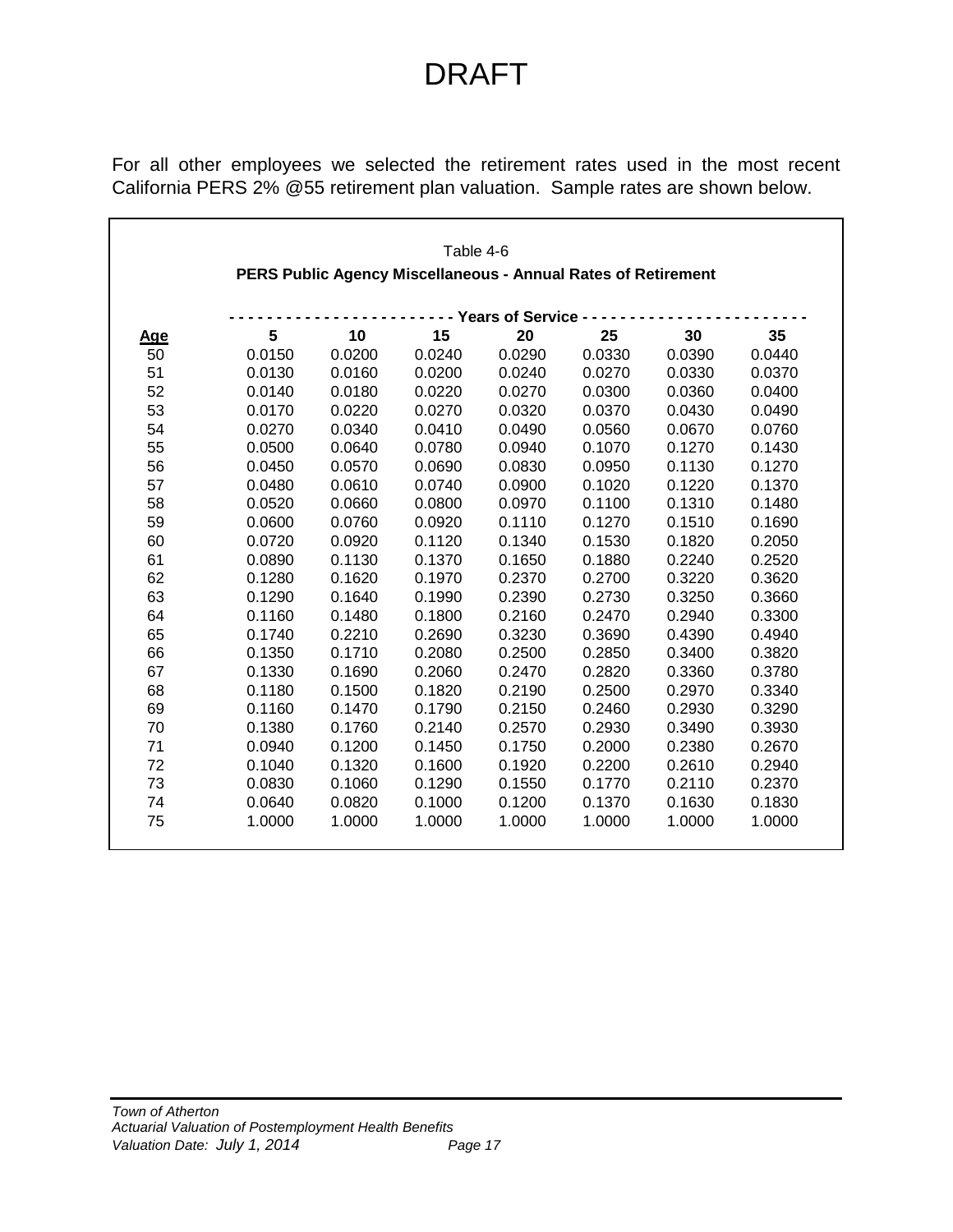# DRAFT

For all other employees we selected the retirement rates used in the most recent California PERS 2% @55 retirement plan valuation. Sample rates are shown below.

Table 4-6

**PERS Public Agency Miscellaneous - Annual Rates of Retirement**

| | Years of Service | | | | | | |
|---|---|---|---|---|---|---|---|
| **Age** | **5** | **10** | **15** | **20** | **25** | **30** | **35** |
| 50 | 0.0150 | 0.0200 | 0.0240 | 0.0290 | 0.0330 | 0.0390 | 0.0440 |
| 51 | 0.0130 | 0.0160 | 0.0200 | 0.0240 | 0.0270 | 0.0330 | 0.0370 |
| 52 | 0.0140 | 0.0180 | 0.0220 | 0.0270 | 0.0300 | 0.0360 | 0.0400 |
| 53 | 0.0170 | 0.0220 | 0.0270 | 0.0320 | 0.0370 | 0.0430 | 0.0490 |
| 54 | 0.0270 | 0.0340 | 0.0410 | 0.0490 | 0.0560 | 0.0670 | 0.0760 |
| 55 | 0.0500 | 0.0640 | 0.0780 | 0.0940 | 0.1070 | 0.1270 | 0.1430 |
| 56 | 0.0450 | 0.0570 | 0.0690 | 0.0830 | 0.0950 | 0.1130 | 0.1270 |
| 57 | 0.0480 | 0.0610 | 0.0740 | 0.0900 | 0.1020 | 0.1220 | 0.1370 |
| 58 | 0.0520 | 0.0660 | 0.0800 | 0.0970 | 0.1100 | 0.1310 | 0.1480 |
| 59 | 0.0600 | 0.0760 | 0.0920 | 0.1110 | 0.1270 | 0.1510 | 0.1690 |
| 60 | 0.0720 | 0.0920 | 0.1120 | 0.1340 | 0.1530 | 0.1820 | 0.2050 |
| 61 | 0.0890 | 0.1130 | 0.1370 | 0.1650 | 0.1880 | 0.2240 | 0.2520 |
| 62 | 0.1280 | 0.1620 | 0.1970 | 0.2370 | 0.2700 | 0.3220 | 0.3620 |
| 63 | 0.1290 | 0.1640 | 0.1990 | 0.2390 | 0.2730 | 0.3250 | 0.3660 |
| 64 | 0.1160 | 0.1480 | 0.1800 | 0.2160 | 0.2470 | 0.2940 | 0.3300 |
| 65 | 0.1740 | 0.2210 | 0.2690 | 0.3230 | 0.3690 | 0.4390 | 0.4940 |
| 66 | 0.1350 | 0.1710 | 0.2080 | 0.2500 | 0.2850 | 0.3400 | 0.3820 |
| 67 | 0.1330 | 0.1690 | 0.2060 | 0.2470 | 0.2820 | 0.3360 | 0.3780 |
| 68 | 0.1180 | 0.1500 | 0.1820 | 0.2190 | 0.2500 | 0.2970 | 0.3340 |
| 69 | 0.1160 | 0.1470 | 0.1790 | 0.2150 | 0.2460 | 0.2930 | 0.3290 |
| 70 | 0.1380 | 0.1760 | 0.2140 | 0.2570 | 0.2930 | 0.3490 | 0.3930 |
| 71 | 0.0940 | 0.1200 | 0.1450 | 0.1750 | 0.2000 | 0.2380 | 0.2670 |
| 72 | 0.1040 | 0.1320 | 0.1600 | 0.1920 | 0.2200 | 0.2610 | 0.2940 |
| 73 | 0.0830 | 0.1060 | 0.1290 | 0.1550 | 0.1770 | 0.2110 | 0.2370 |
| 74 | 0.0640 | 0.0820 | 0.1000 | 0.1200 | 0.1370 | 0.1630 | 0.1830 |
| 75 | 1.0000 | 1.0000 | 1.0000 | 1.0000 | 1.0000 | 1.0000 | 1.0000 |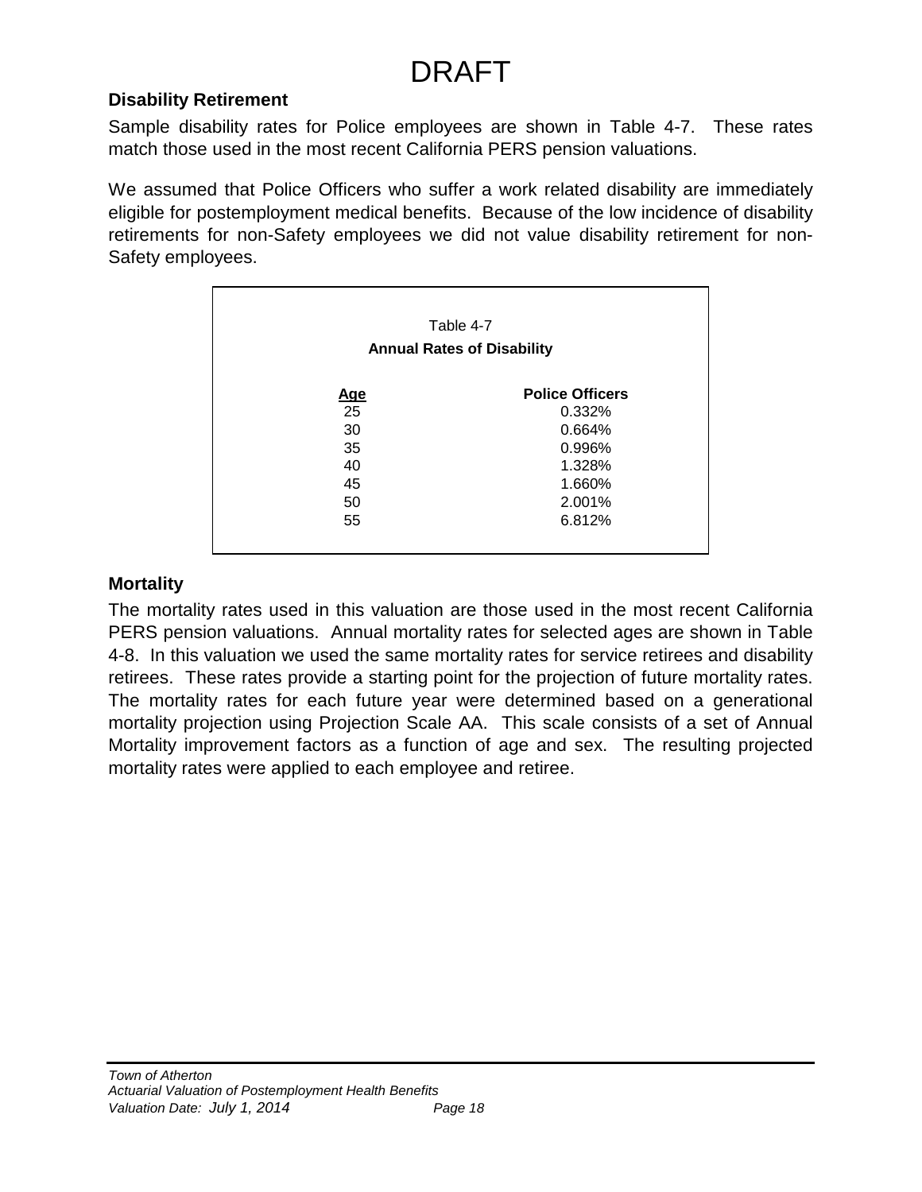DRAFT

## Disability Retirement

Sample disability rates for Police employees are shown in Table 4-7. These rates match those used in the most recent California PERS pension valuations.

We assumed that Police Officers who suffer a work related disability are immediately eligible for postemployment medical benefits. Because of the low incidence of disability retirements for non-Safety employees we did not value disability retirement for non-Safety employees.

Table 4-7

**Annual Rates of Disability**

| Age | Police Officers |
|---|---|
| 25 | 0.332% |
| 30 | 0.664% |
| 35 | 0.996% |
| 40 | 1.328% |
| 45 | 1.660% |
| 50 | 2.001% |
| 55 | 6.812% |

## Mortality

The mortality rates used in this valuation are those used in the most recent California PERS pension valuations. Annual mortality rates for selected ages are shown in Table 4-8. In this valuation we used the same mortality rates for service retirees and disability retirees. These rates provide a starting point for the projection of future mortality rates. The mortality rates for each future year were determined based on a generational mortality projection using Projection Scale AA. This scale consists of a set of Annual Mortality improvement factors as a function of age and sex. The resulting projected mortality rates were applied to each employee and retiree.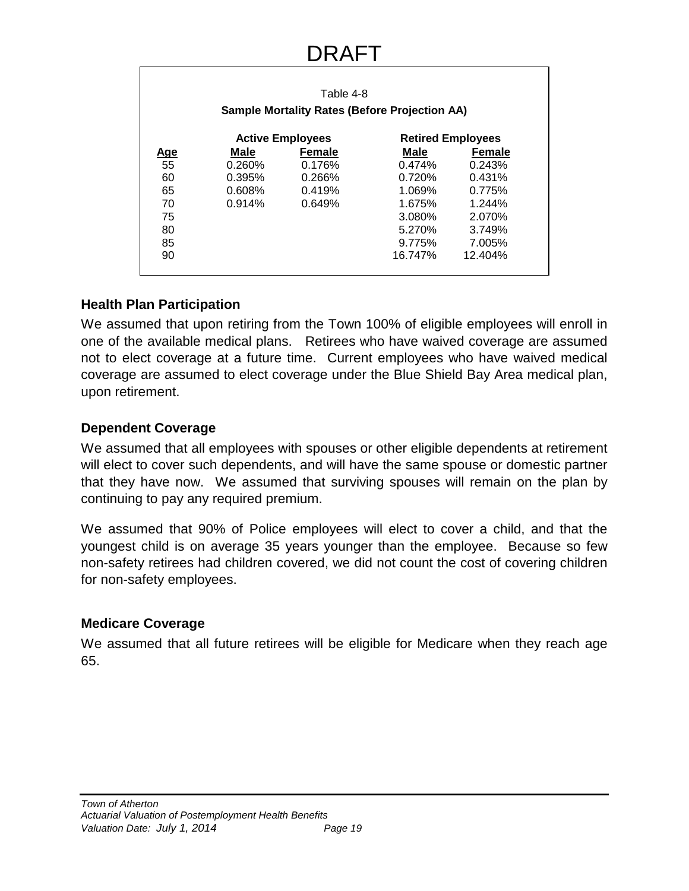DRAFT

Table 4-8

**Sample Mortality Rates (Before Projection AA)**

| | Active Employees | | Retired Employees | |
|---|---|---|---|---|
| **Age** | **Male** | **Female** | **Male** | **Female** |
| 55 | 0.260% | 0.176% | 0.474% | 0.243% |
| 60 | 0.395% | 0.266% | 0.720% | 0.431% |
| 65 | 0.608% | 0.419% | 1.069% | 0.775% |
| 70 | 0.914% | 0.649% | 1.675% | 1.244% |
| 75 | | | 3.080% | 2.070% |
| 80 | | | 5.270% | 3.749% |
| 85 | | | 9.775% | 7.005% |
| 90 | | | 16.747% | 12.404% |

### Health Plan Participation

We assumed that upon retiring from the Town 100% of eligible employees will enroll in one of the available medical plans. Retirees who have waived coverage are assumed not to elect coverage at a future time. Current employees who have waived medical coverage are assumed to elect coverage under the Blue Shield Bay Area medical plan, upon retirement.

### Dependent Coverage

We assumed that all employees with spouses or other eligible dependents at retirement will elect to cover such dependents, and will have the same spouse or domestic partner that they have now. We assumed that surviving spouses will remain on the plan by continuing to pay any required premium.

We assumed that 90% of Police employees will elect to cover a child, and that the youngest child is on average 35 years younger than the employee. Because so few non-safety retirees had children covered, we did not count the cost of covering children for non-safety employees.

### Medicare Coverage

We assumed that all future retirees will be eligible for Medicare when they reach age 65.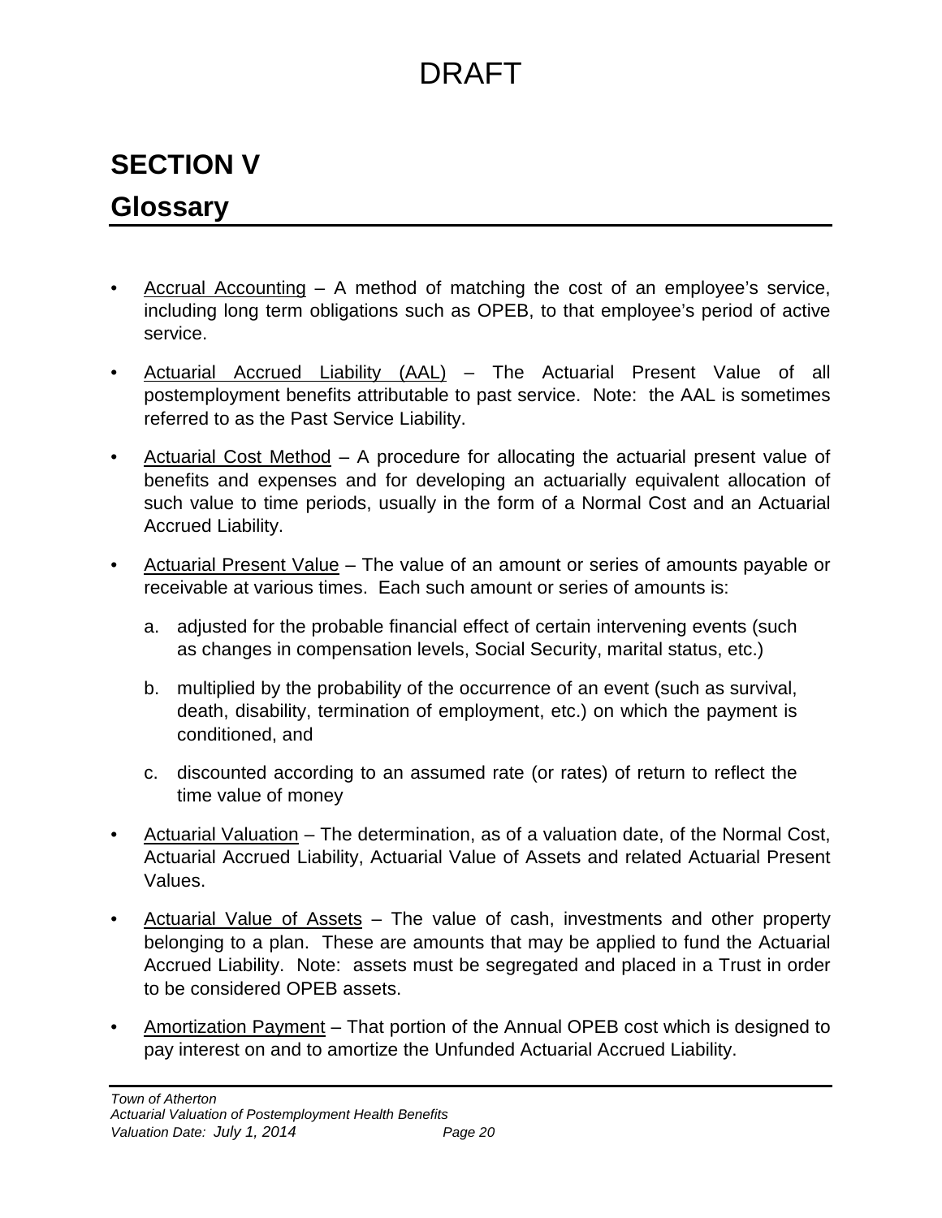DRAFT

# SECTION V

## Glossary

- Accrual Accounting – A method of matching the cost of an employee's service, including long term obligations such as OPEB, to that employee's period of active service.
- Actuarial Accrued Liability (AAL) – The Actuarial Present Value of all postemployment benefits attributable to past service. Note: the AAL is sometimes referred to as the Past Service Liability.
- Actuarial Cost Method – A procedure for allocating the actuarial present value of benefits and expenses and for developing an actuarially equivalent allocation of such value to time periods, usually in the form of a Normal Cost and an Actuarial Accrued Liability.
- Actuarial Present Value – The value of an amount or series of amounts payable or receivable at various times. Each such amount or series of amounts is:

   a. adjusted for the probable financial effect of certain intervening events (such as changes in compensation levels, Social Security, marital status, etc.)

   b. multiplied by the probability of the occurrence of an event (such as survival, death, disability, termination of employment, etc.) on which the payment is conditioned, and

   c. discounted according to an assumed rate (or rates) of return to reflect the time value of money

- Actuarial Valuation – The determination, as of a valuation date, of the Normal Cost, Actuarial Accrued Liability, Actuarial Value of Assets and related Actuarial Present Values.
- Actuarial Value of Assets – The value of cash, investments and other property belonging to a plan. These are amounts that may be applied to fund the Actuarial Accrued Liability. Note: assets must be segregated and placed in a Trust in order to be considered OPEB assets.
- Amortization Payment – That portion of the Annual OPEB cost which is designed to pay interest on and to amortize the Unfunded Actuarial Accrued Liability.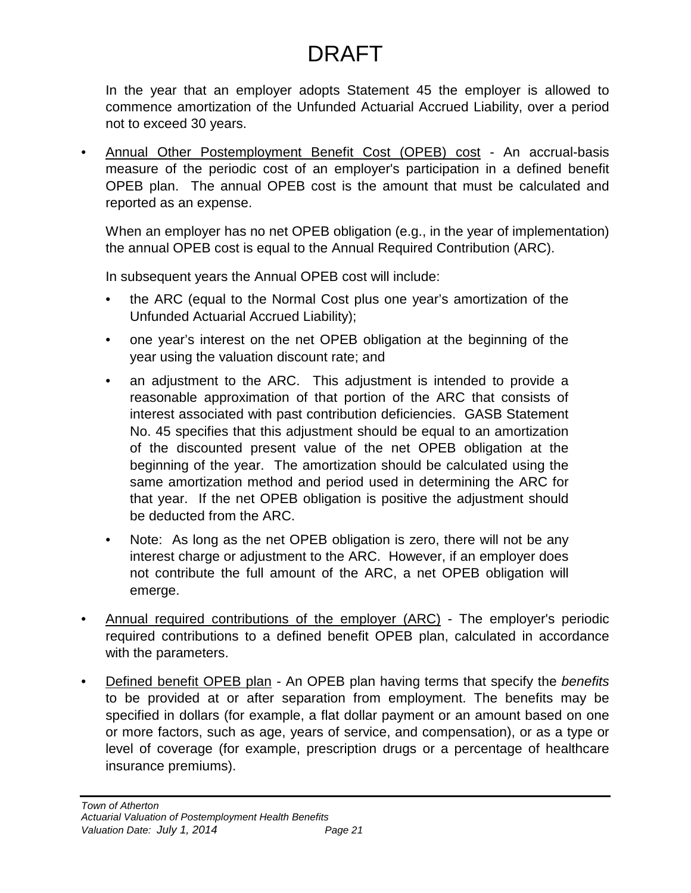DRAFT

In the year that an employer adopts Statement 45 the employer is allowed to commence amortization of the Unfunded Actuarial Accrued Liability, over a period not to exceed 30 years.

- Annual Other Postemployment Benefit Cost (OPEB) cost - An accrual-basis measure of the periodic cost of an employer's participation in a defined benefit OPEB plan. The annual OPEB cost is the amount that must be calculated and reported as an expense.

  When an employer has no net OPEB obligation (e.g., in the year of implementation) the annual OPEB cost is equal to the Annual Required Contribution (ARC).

  In subsequent years the Annual OPEB cost will include:

  - the ARC (equal to the Normal Cost plus one year's amortization of the Unfunded Actuarial Accrued Liability);
  - one year's interest on the net OPEB obligation at the beginning of the year using the valuation discount rate; and
  - an adjustment to the ARC. This adjustment is intended to provide a reasonable approximation of that portion of the ARC that consists of interest associated with past contribution deficiencies. GASB Statement No. 45 specifies that this adjustment should be equal to an amortization of the discounted present value of the net OPEB obligation at the beginning of the year. The amortization should be calculated using the same amortization method and period used in determining the ARC for that year. If the net OPEB obligation is positive the adjustment should be deducted from the ARC.
  - Note: As long as the net OPEB obligation is zero, there will not be any interest charge or adjustment to the ARC. However, if an employer does not contribute the full amount of the ARC, a net OPEB obligation will emerge.

- Annual required contributions of the employer (ARC) - The employer's periodic required contributions to a defined benefit OPEB plan, calculated in accordance with the parameters.

- Defined benefit OPEB plan - An OPEB plan having terms that specify the *benefits* to be provided at or after separation from employment. The benefits may be specified in dollars (for example, a flat dollar payment or an amount based on one or more factors, such as age, years of service, and compensation), or as a type or level of coverage (for example, prescription drugs or a percentage of healthcare insurance premiums).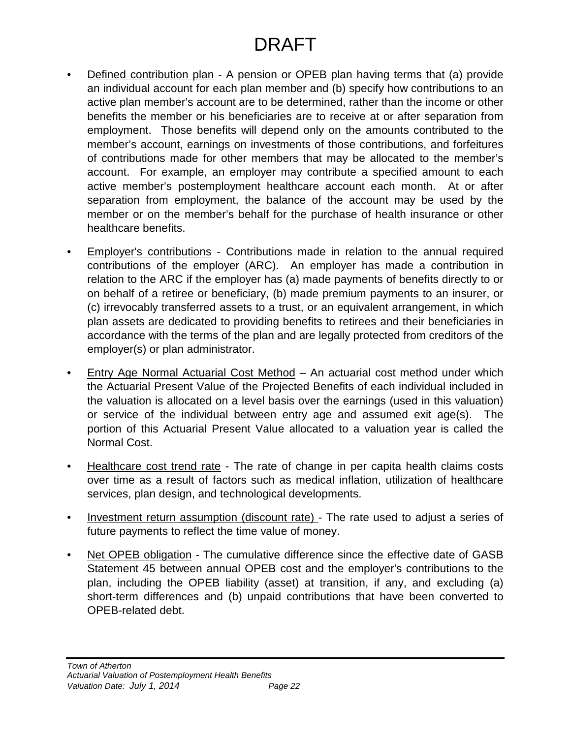# DRAFT

- Defined contribution plan - A pension or OPEB plan having terms that (a) provide an individual account for each plan member and (b) specify how contributions to an active plan member's account are to be determined, rather than the income or other benefits the member or his beneficiaries are to receive at or after separation from employment. Those benefits will depend only on the amounts contributed to the member's account, earnings on investments of those contributions, and forfeitures of contributions made for other members that may be allocated to the member's account. For example, an employer may contribute a specified amount to each active member's postemployment healthcare account each month. At or after separation from employment, the balance of the account may be used by the member or on the member's behalf for the purchase of health insurance or other healthcare benefits.

- Employer's contributions - Contributions made in relation to the annual required contributions of the employer (ARC). An employer has made a contribution in relation to the ARC if the employer has (a) made payments of benefits directly to or on behalf of a retiree or beneficiary, (b) made premium payments to an insurer, or (c) irrevocably transferred assets to a trust, or an equivalent arrangement, in which plan assets are dedicated to providing benefits to retirees and their beneficiaries in accordance with the terms of the plan and are legally protected from creditors of the employer(s) or plan administrator.

- Entry Age Normal Actuarial Cost Method – An actuarial cost method under which the Actuarial Present Value of the Projected Benefits of each individual included in the valuation is allocated on a level basis over the earnings (used in this valuation) or service of the individual between entry age and assumed exit age(s). The portion of this Actuarial Present Value allocated to a valuation year is called the Normal Cost.

- Healthcare cost trend rate - The rate of change in per capita health claims costs over time as a result of factors such as medical inflation, utilization of healthcare services, plan design, and technological developments.

- Investment return assumption (discount rate) - The rate used to adjust a series of future payments to reflect the time value of money.

- Net OPEB obligation - The cumulative difference since the effective date of GASB Statement 45 between annual OPEB cost and the employer's contributions to the plan, including the OPEB liability (asset) at transition, if any, and excluding (a) short-term differences and (b) unpaid contributions that have been converted to OPEB-related debt.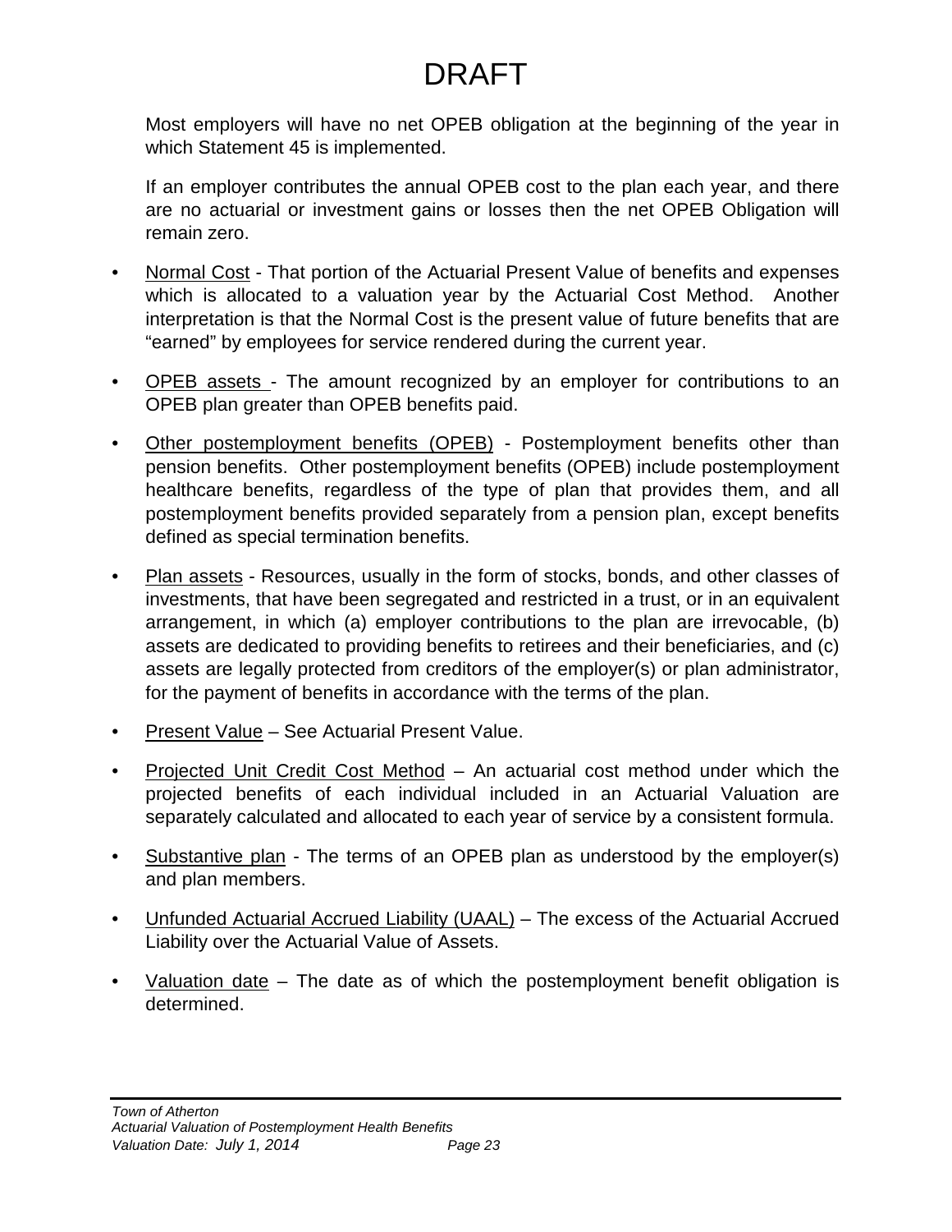# DRAFT

Most employers will have no net OPEB obligation at the beginning of the year in which Statement 45 is implemented.

If an employer contributes the annual OPEB cost to the plan each year, and there are no actuarial or investment gains or losses then the net OPEB Obligation will remain zero.

- Normal Cost - That portion of the Actuarial Present Value of benefits and expenses which is allocated to a valuation year by the Actuarial Cost Method. Another interpretation is that the Normal Cost is the present value of future benefits that are "earned" by employees for service rendered during the current year.
- OPEB assets - The amount recognized by an employer for contributions to an OPEB plan greater than OPEB benefits paid.
- Other postemployment benefits (OPEB) - Postemployment benefits other than pension benefits. Other postemployment benefits (OPEB) include postemployment healthcare benefits, regardless of the type of plan that provides them, and all postemployment benefits provided separately from a pension plan, except benefits defined as special termination benefits.
- Plan assets - Resources, usually in the form of stocks, bonds, and other classes of investments, that have been segregated and restricted in a trust, or in an equivalent arrangement, in which (a) employer contributions to the plan are irrevocable, (b) assets are dedicated to providing benefits to retirees and their beneficiaries, and (c) assets are legally protected from creditors of the employer(s) or plan administrator, for the payment of benefits in accordance with the terms of the plan.
- Present Value – See Actuarial Present Value.
- Projected Unit Credit Cost Method – An actuarial cost method under which the projected benefits of each individual included in an Actuarial Valuation are separately calculated and allocated to each year of service by a consistent formula.
- Substantive plan - The terms of an OPEB plan as understood by the employer(s) and plan members.
- Unfunded Actuarial Accrued Liability (UAAL) – The excess of the Actuarial Accrued Liability over the Actuarial Value of Assets.
- Valuation date – The date as of which the postemployment benefit obligation is determined.